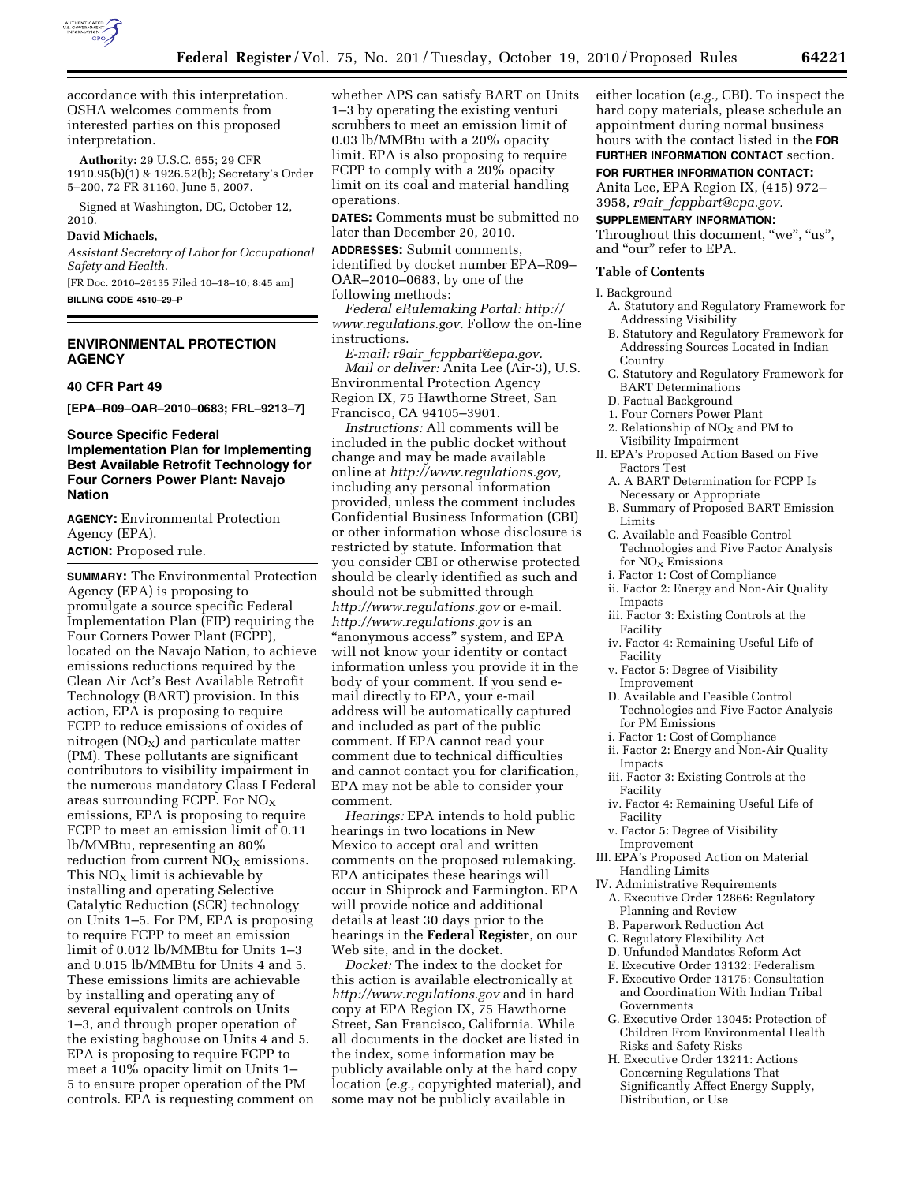accordance with this interpretation. OSHA welcomes comments from interested parties on this proposed interpretation.

**Authority:** 29 U.S.C. 655; 29 CFR 1910.95(b)(1) & 1926.52(b); Secretary's Order 5–200, 72 FR 31160, June 5, 2007.

Signed at Washington, DC, October 12, 2010.

**David Michaels,**

*Assistant Secretary of Labor for Occupational Safety and Health.*

[FR Doc. 2010–26135 Filed 10–18–10; 8:45 am]

**BILLING CODE 4510–29–P**

---

## ENVIRONMENTAL PROTECTION AGENCY

### 40 CFR Part 49

**[EPA–R09–OAR–2010–0683; FRL–9213–7]**

### Source Specific Federal Implementation Plan for Implementing Best Available Retrofit Technology for Four Corners Power Plant: Navajo Nation

**AGENCY:** Environmental Protection Agency (EPA).

**ACTION:** Proposed rule.

**SUMMARY:** The Environmental Protection Agency (EPA) is proposing to promulgate a source specific Federal Implementation Plan (FIP) requiring the Four Corners Power Plant (FCPP), located on the Navajo Nation, to achieve emissions reductions required by the Clean Air Act's Best Available Retrofit Technology (BART) provision. In this action, EPA is proposing to require FCPP to reduce emissions of oxides of nitrogen ($NO_X$) and particulate matter (PM). These pollutants are significant contributors to visibility impairment in the numerous mandatory Class I Federal areas surrounding FCPP. For $NO_X$ emissions, EPA is proposing to require FCPP to meet an emission limit of 0.11 lb/MMBtu, representing an 80% reduction from current $NO_X$ emissions. This $NO_X$ limit is achievable by installing and operating Selective Catalytic Reduction (SCR) technology on Units 1–5. For PM, EPA is proposing to require FCPP to meet an emission limit of 0.012 lb/MMBtu for Units 1–3 and 0.015 lb/MMBtu for Units 4 and 5. These emissions limits are achievable by installing and operating any of several equivalent controls on Units 1–3, and through proper operation of the existing baghouse on Units 4 and 5. EPA is proposing to require FCPP to meet a 10% opacity limit on Units 1–5 to ensure proper operation of the PM controls. EPA is requesting comment on whether APS can satisfy BART on Units 1–3 by operating the existing venturi scrubbers to meet an emission limit of 0.03 lb/MMBtu with a 20% opacity limit. EPA is also proposing to require FCPP to comply with a 20% opacity limit on its coal and material handling operations.

**DATES:** Comments must be submitted no later than December 20, 2010.

**ADDRESSES:** Submit comments, identified by docket number EPA–R09–OAR–2010–0683, by one of the following methods:

*Federal eRulemaking Portal: http://www.regulations.gov.* Follow the on-line instructions.

*E-mail: r9air_fcppbart@epa.gov.*

*Mail or deliver:* Anita Lee (Air-3), U.S. Environmental Protection Agency Region IX, 75 Hawthorne Street, San Francisco, CA 94105–3901.

*Instructions:* All comments will be included in the public docket without change and may be made available online at *http://www.regulations.gov,* including any personal information provided, unless the comment includes Confidential Business Information (CBI) or other information whose disclosure is restricted by statute. Information that you consider CBI or otherwise protected should be clearly identified as such and should not be submitted through *http://www.regulations.gov* or e-mail. *http://www.regulations.gov* is an "anonymous access" system, and EPA will not know your identity or contact information unless you provide it in the body of your comment. If you send e-mail directly to EPA, your e-mail address will be automatically captured and included as part of the public comment. If EPA cannot read your comment due to technical difficulties and cannot contact you for clarification, EPA may not be able to consider your comment.

*Hearings:* EPA intends to hold public hearings in two locations in New Mexico to accept oral and written comments on the proposed rulemaking. EPA anticipates these hearings will occur in Shiprock and Farmington. EPA will provide notice and additional details at least 30 days prior to the hearings in the **Federal Register**, on our Web site, and in the docket.

*Docket:* The index to the docket for this action is available electronically at *http://www.regulations.gov* and in hard copy at EPA Region IX, 75 Hawthorne Street, San Francisco, California. While all documents in the docket are listed in the index, some information may be publicly available only at the hard copy location (*e.g.,* copyrighted material), and some may not be publicly available in either location (*e.g.,* CBI). To inspect the hard copy materials, please schedule an appointment during normal business hours with the contact listed in the **FOR FURTHER INFORMATION CONTACT** section.

**FOR FURTHER INFORMATION CONTACT:** Anita Lee, EPA Region IX, (415) 972–3958, *r9air_fcppbart@epa.gov.*

**SUPPLEMENTARY INFORMATION:** Throughout this document, "we", "us", and "our" refer to EPA.

**Table of Contents**

- I. Background
  - A. Statutory and Regulatory Framework for Addressing Visibility
  - B. Statutory and Regulatory Framework for Addressing Sources Located in Indian Country
  - C. Statutory and Regulatory Framework for BART Determinations
  - D. Factual Background
  - 1. Four Corners Power Plant
  - 2. Relationship of $NO_X$ and PM to Visibility Impairment
- II. EPA's Proposed Action Based on Five Factors Test
  - A. A BART Determination for FCPP Is Necessary or Appropriate
  - B. Summary of Proposed BART Emission Limits
  - C. Available and Feasible Control Technologies and Five Factor Analysis for $NO_X$ Emissions
  - i. Factor 1: Cost of Compliance
  - ii. Factor 2: Energy and Non-Air Quality Impacts
  - iii. Factor 3: Existing Controls at the Facility
  - iv. Factor 4: Remaining Useful Life of Facility
  - v. Factor 5: Degree of Visibility Improvement
  - D. Available and Feasible Control Technologies and Five Factor Analysis for PM Emissions
  - i. Factor 1: Cost of Compliance
  - ii. Factor 2: Energy and Non-Air Quality Impacts
  - iii. Factor 3: Existing Controls at the Facility
  - iv. Factor 4: Remaining Useful Life of Facility
  - v. Factor 5: Degree of Visibility Improvement
- III. EPA's Proposed Action on Material Handling Limits
- IV. Administrative Requirements
  - A. Executive Order 12866: Regulatory Planning and Review
  - B. Paperwork Reduction Act
  - C. Regulatory Flexibility Act
  - D. Unfunded Mandates Reform Act
  - E. Executive Order 13132: Federalism
  - F. Executive Order 13175: Consultation and Coordination With Indian Tribal Governments
  - G. Executive Order 13045: Protection of Children From Environmental Health Risks and Safety Risks
  - H. Executive Order 13211: Actions Concerning Regulations That Significantly Affect Energy Supply, Distribution, or Use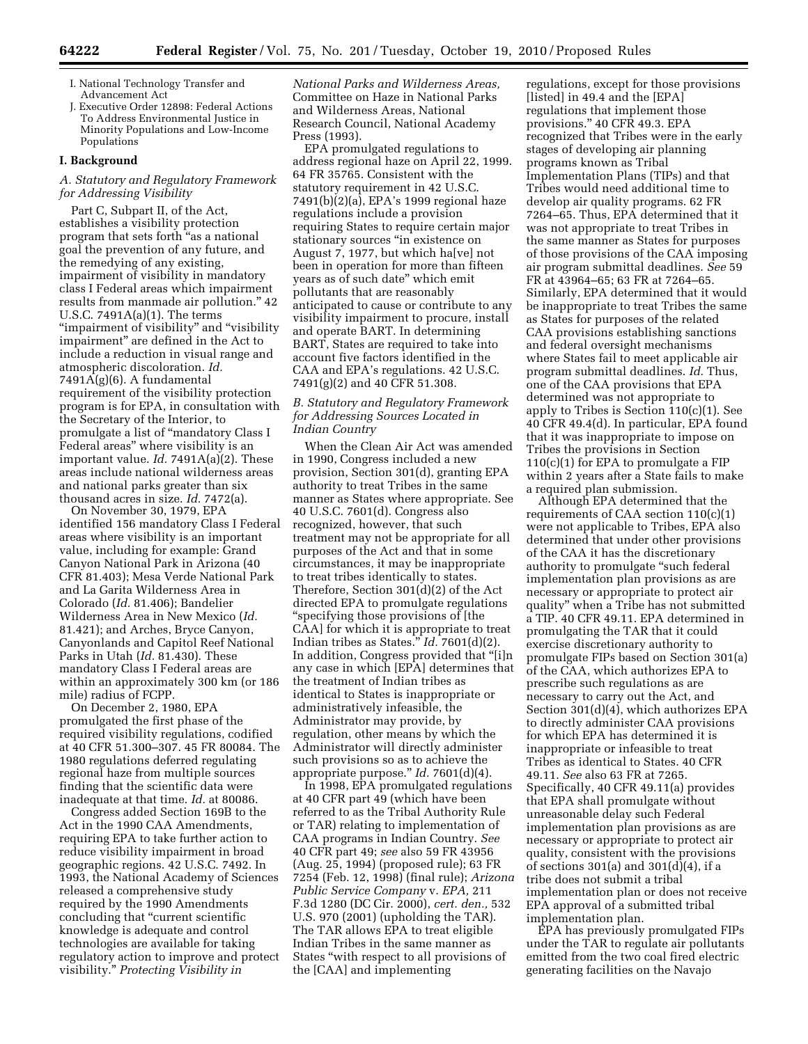I. National Technology Transfer and Advancement Act

J. Executive Order 12898: Federal Actions To Address Environmental Justice in Minority Populations and Low-Income Populations

## I. Background

### A. Statutory and Regulatory Framework for Addressing Visibility

Part C, Subpart II, of the Act, establishes a visibility protection program that sets forth "as a national goal the prevention of any future, and the remedying of any existing, impairment of visibility in mandatory class I Federal areas which impairment results from manmade air pollution." 42 U.S.C. 7491A(a)(1). The terms "impairment of visibility" and "visibility impairment" are defined in the Act to include a reduction in visual range and atmospheric discoloration. *Id.* 7491A(g)(6). A fundamental requirement of the visibility protection program is for EPA, in consultation with the Secretary of the Interior, to promulgate a list of "mandatory Class I Federal areas" where visibility is an important value. *Id.* 7491A(a)(2). These areas include national wilderness areas and national parks greater than six thousand acres in size. *Id.* 7472(a).

On November 30, 1979, EPA identified 156 mandatory Class I Federal areas where visibility is an important value, including for example: Grand Canyon National Park in Arizona (40 CFR 81.403); Mesa Verde National Park and La Garita Wilderness Area in Colorado (*Id.* 81.406); Bandelier Wilderness Area in New Mexico (*Id.* 81.421); and Arches, Bryce Canyon, Canyonlands and Capitol Reef National Parks in Utah (*Id.* 81.430). These mandatory Class I Federal areas are within an approximately 300 km (or 186 mile) radius of FCPP.

On December 2, 1980, EPA promulgated the first phase of the required visibility regulations, codified at 40 CFR 51.300–307. 45 FR 80084. The 1980 regulations deferred regulating regional haze from multiple sources finding that the scientific data were inadequate at that time. *Id.* at 80086.

Congress added Section 169B to the Act in the 1990 CAA Amendments, requiring EPA to take further action to reduce visibility impairment in broad geographic regions. 42 U.S.C. 7492. In 1993, the National Academy of Sciences released a comprehensive study required by the 1990 Amendments concluding that "current scientific knowledge is adequate and control technologies are available for taking regulatory action to improve and protect visibility." *Protecting Visibility in National Parks and Wilderness Areas,* Committee on Haze in National Parks and Wilderness Areas, National Research Council, National Academy Press (1993).

EPA promulgated regulations to address regional haze on April 22, 1999. 64 FR 35765. Consistent with the statutory requirement in 42 U.S.C. 7491(b)(2)(a), EPA's 1999 regional haze regulations include a provision requiring States to require certain major stationary sources "in existence on August 7, 1977, but which ha[ve] not been in operation for more than fifteen years as of such date" which emit pollutants that are reasonably anticipated to cause or contribute to any visibility impairment to procure, install and operate BART. In determining BART, States are required to take into account five factors identified in the CAA and EPA's regulations. 42 U.S.C. 7491(g)(2) and 40 CFR 51.308.

### B. Statutory and Regulatory Framework for Addressing Sources Located in Indian Country

When the Clean Air Act was amended in 1990, Congress included a new provision, Section 301(d), granting EPA authority to treat Tribes in the same manner as States where appropriate. See 40 U.S.C. 7601(d). Congress also recognized, however, that such treatment may not be appropriate for all purposes of the Act and that in some circumstances, it may be inappropriate to treat tribes identically to states. Therefore, Section 301(d)(2) of the Act directed EPA to promulgate regulations "specifying those provisions of [the CAA] for which it is appropriate to treat Indian tribes as States." *Id.* 7601(d)(2). In addition, Congress provided that "[i]n any case in which [EPA] determines that the treatment of Indian tribes as identical to States is inappropriate or administratively infeasible, the Administrator may provide, by regulation, other means by which the Administrator will directly administer such provisions so as to achieve the appropriate purpose." *Id.* 7601(d)(4).

In 1998, EPA promulgated regulations at 40 CFR part 49 (which have been referred to as the Tribal Authority Rule or TAR) relating to implementation of CAA programs in Indian Country. *See* 40 CFR part 49; *see* also 59 FR 43956 (Aug. 25, 1994) (proposed rule); 63 FR 7254 (Feb. 12, 1998) (final rule); *Arizona Public Service Company* v. *EPA,* 211 F.3d 1280 (DC Cir. 2000), *cert. den.,* 532 U.S. 970 (2001) (upholding the TAR). The TAR allows EPA to treat eligible Indian Tribes in the same manner as States "with respect to all provisions of the [CAA] and implementing regulations, except for those provisions [listed] in 49.4 and the [EPA] regulations that implement those provisions." 40 CFR 49.3. EPA recognized that Tribes were in the early stages of developing air planning programs known as Tribal Implementation Plans (TIPs) and that Tribes would need additional time to develop air quality programs. 62 FR 7264–65. Thus, EPA determined that it was not appropriate to treat Tribes in the same manner as States for purposes of those provisions of the CAA imposing air program submittal deadlines. *See* 59 FR at 43964–65; 63 FR at 7264–65. Similarly, EPA determined that it would be inappropriate to treat Tribes the same as States for purposes of the related CAA provisions establishing sanctions and federal oversight mechanisms where States fail to meet applicable air program submittal deadlines. *Id.* Thus, one of the CAA provisions that EPA determined was not appropriate to apply to Tribes is Section 110(c)(1). See 40 CFR 49.4(d). In particular, EPA found that it was inappropriate to impose on Tribes the provisions in Section 110(c)(1) for EPA to promulgate a FIP within 2 years after a State fails to make a required plan submission.

Although EPA determined that the requirements of CAA section 110(c)(1) were not applicable to Tribes, EPA also determined that under other provisions of the CAA it has the discretionary authority to promulgate "such federal implementation plan provisions as are necessary or appropriate to protect air quality" when a Tribe has not submitted a TIP. 40 CFR 49.11. EPA determined in promulgating the TAR that it could exercise discretionary authority to promulgate FIPs based on Section 301(a) of the CAA, which authorizes EPA to prescribe such regulations as are necessary to carry out the Act, and Section 301(d)(4), which authorizes EPA to directly administer CAA provisions for which EPA has determined it is inappropriate or infeasible to treat Tribes as identical to States. 40 CFR 49.11. *See* also 63 FR at 7265. Specifically, 40 CFR 49.11(a) provides that EPA shall promulgate without unreasonable delay such Federal implementation plan provisions as are necessary or appropriate to protect air quality, consistent with the provisions of sections 301(a) and 301(d)(4), if a tribe does not submit a tribal implementation plan or does not receive EPA approval of a submitted tribal implementation plan.

EPA has previously promulgated FIPs under the TAR to regulate air pollutants emitted from the two coal fired electric generating facilities on the Navajo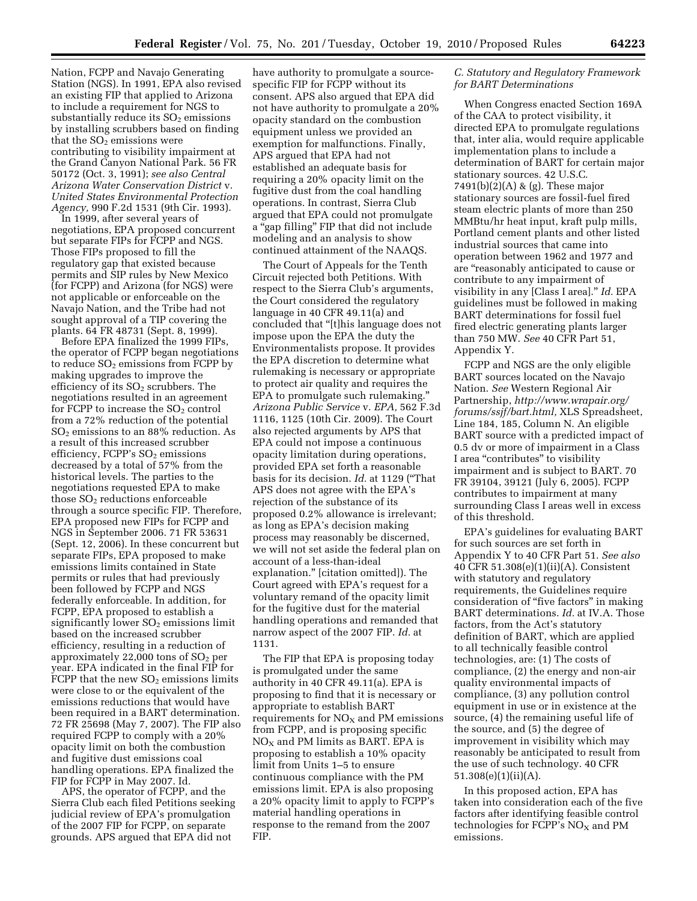Nation, FCPP and Navajo Generating Station (NGS). In 1991, EPA also revised an existing FIP that applied to Arizona to include a requirement for NGS to substantially reduce its $SO_2$ emissions by installing scrubbers based on finding that the $SO_2$ emissions were contributing to visibility impairment at the Grand Canyon National Park. 56 FR 50172 (Oct. 3, 1991); *see also Central Arizona Water Conservation District* v. *United States Environmental Protection Agency,* 990 F.2d 1531 (9th Cir. 1993).

In 1999, after several years of negotiations, EPA proposed concurrent but separate FIPs for FCPP and NGS. Those FIPs proposed to fill the regulatory gap that existed because permits and SIP rules by New Mexico (for FCPP) and Arizona (for NGS) were not applicable or enforceable on the Navajo Nation, and the Tribe had not sought approval of a TIP covering the plants. 64 FR 48731 (Sept. 8, 1999).

Before EPA finalized the 1999 FIPs, the operator of FCPP began negotiations to reduce $SO_2$ emissions from FCPP by making upgrades to improve the efficiency of its $SO_2$ scrubbers. The negotiations resulted in an agreement for FCPP to increase the $SO_2$ control from a 72% reduction of the potential $SO_2$ emissions to an 88% reduction. As a result of this increased scrubber efficiency, FCPP's $SO_2$ emissions decreased by a total of 57% from the historical levels. The parties to the negotiations requested EPA to make those $SO_2$ reductions enforceable through a source specific FIP. Therefore, EPA proposed new FIPs for FCPP and NGS in September 2006. 71 FR 53631 (Sept. 12, 2006). In these concurrent but separate FIPs, EPA proposed to make emissions limits contained in State permits or rules that had previously been followed by FCPP and NGS federally enforceable. In addition, for FCPP, EPA proposed to establish a significantly lower $SO_2$ emissions limit based on the increased scrubber efficiency, resulting in a reduction of approximately 22,000 tons of $SO_2$ per year. EPA indicated in the final FIP for FCPP that the new $SO_2$ emissions limits were close to or the equivalent of the emissions reductions that would have been required in a BART determination. 72 FR 25698 (May 7, 2007). The FIP also required FCPP to comply with a 20% opacity limit on both the combustion and fugitive dust emissions coal handling operations. EPA finalized the FIP for FCPP in May 2007. Id.

APS, the operator of FCPP, and the Sierra Club each filed Petitions seeking judicial review of EPA's promulgation of the 2007 FIP for FCPP, on separate grounds. APS argued that EPA did not have authority to promulgate a source-specific FIP for FCPP without its consent. APS also argued that EPA did not have authority to promulgate a 20% opacity standard on the combustion equipment unless we provided an exemption for malfunctions. Finally, APS argued that EPA had not established an adequate basis for requiring a 20% opacity limit on the fugitive dust from the coal handling operations. In contrast, Sierra Club argued that EPA could not promulgate a "gap filling" FIP that did not include modeling and an analysis to show continued attainment of the NAAQS.

The Court of Appeals for the Tenth Circuit rejected both Petitions. With respect to the Sierra Club's arguments, the Court considered the regulatory language in 40 CFR 49.11(a) and concluded that "[t]his language does not impose upon the EPA the duty the Environmentalists propose. It provides the EPA discretion to determine what rulemaking is necessary or appropriate to protect air quality and requires the EPA to promulgate such rulemaking." *Arizona Public Service* v. *EPA,* 562 F.3d 1116, 1125 (10th Cir. 2009). The Court also rejected arguments by APS that EPA could not impose a continuous opacity limitation during operations, provided EPA set forth a reasonable basis for its decision. *Id.* at 1129 ("That APS does not agree with the EPA's rejection of the substance of its proposed 0.2% allowance is irrelevant; as long as EPA's decision making process may reasonably be discerned, we will not set aside the federal plan on account of a less-than-ideal explanation." [citation omitted]). The Court agreed with EPA's request for a voluntary remand of the opacity limit for the fugitive dust for the material handling operations and remanded that narrow aspect of the 2007 FIP. *Id.* at 1131.

The FIP that EPA is proposing today is promulgated under the same authority in 40 CFR 49.11(a). EPA is proposing to find that it is necessary or appropriate to establish BART requirements for $NO_X$ and PM emissions from FCPP, and is proposing specific $NO_X$ and PM limits as BART. EPA is proposing to establish a 10% opacity limit from Units 1–5 to ensure continuous compliance with the PM emissions limit. EPA is also proposing a 20% opacity limit to apply to FCPP's material handling operations in response to the remand from the 2007 FIP.

### *C. Statutory and Regulatory Framework for BART Determinations*

When Congress enacted Section 169A of the CAA to protect visibility, it directed EPA to promulgate regulations that, inter alia, would require applicable implementation plans to include a determination of BART for certain major stationary sources. 42 U.S.C. 7491(b)(2)(A) & (g). These major stationary sources are fossil-fuel fired steam electric plants of more than 250 MMBtu/hr heat input, kraft pulp mills, Portland cement plants and other listed industrial sources that came into operation between 1962 and 1977 and are "reasonably anticipated to cause or contribute to any impairment of visibility in any [Class I area]." *Id.* EPA guidelines must be followed in making BART determinations for fossil fuel fired electric generating plants larger than 750 MW. *See* 40 CFR Part 51, Appendix Y.

FCPP and NGS are the only eligible BART sources located on the Navajo Nation. *See* Western Regional Air Partnership, *http://www.wrapair.org/forums/ssjf/bart.html,* XLS Spreadsheet, Line 184, 185, Column N. An eligible BART source with a predicted impact of 0.5 dv or more of impairment in a Class I area "contributes" to visibility impairment and is subject to BART. 70 FR 39104, 39121 (July 6, 2005). FCPP contributes to impairment at many surrounding Class I areas well in excess of this threshold.

EPA's guidelines for evaluating BART for such sources are set forth in Appendix Y to 40 CFR Part 51. *See also* 40 CFR 51.308(e)(1)(ii)(A). Consistent with statutory and regulatory requirements, the Guidelines require consideration of "five factors" in making BART determinations. *Id.* at IV.A. Those factors, from the Act's statutory definition of BART, which are applied to all technically feasible control technologies, are: (1) The costs of compliance, (2) the energy and non-air quality environmental impacts of compliance, (3) any pollution control equipment in use or in existence at the source, (4) the remaining useful life of the source, and (5) the degree of improvement in visibility which may reasonably be anticipated to result from the use of such technology. 40 CFR 51.308(e)(1)(ii)(A).

In this proposed action, EPA has taken into consideration each of the five factors after identifying feasible control technologies for FCPP's $NO_X$ and PM emissions.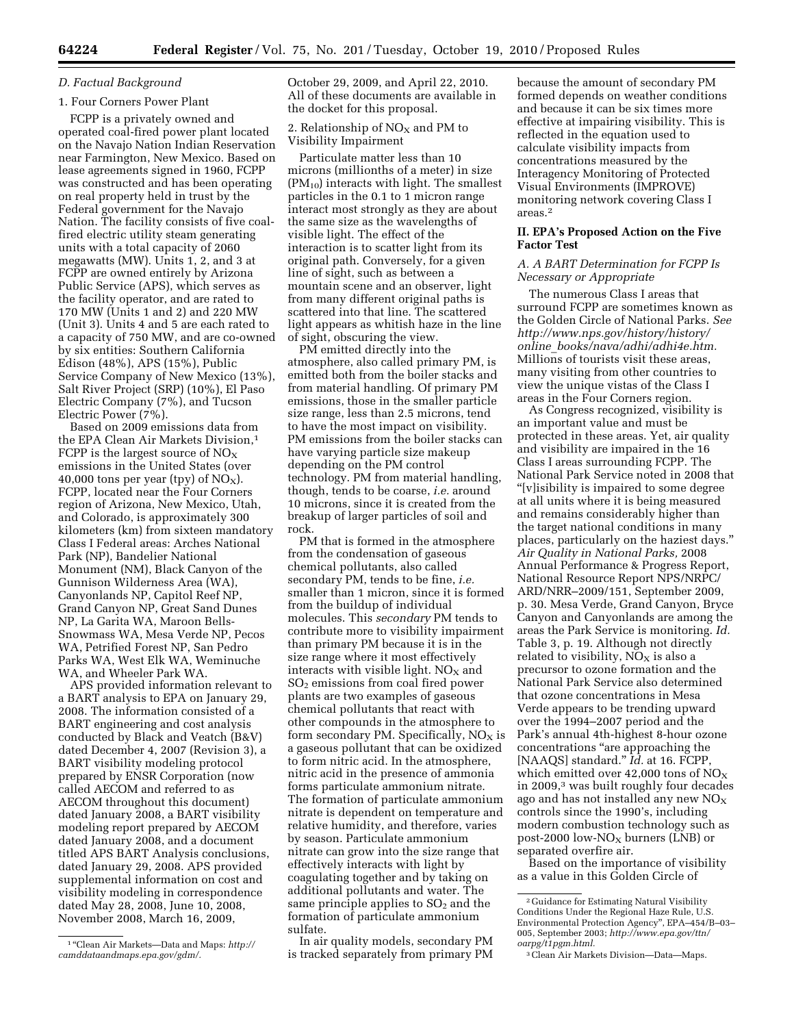### D. Factual Background

#### 1. Four Corners Power Plant

FCPP is a privately owned and operated coal-fired power plant located on the Navajo Nation Indian Reservation near Farmington, New Mexico. Based on lease agreements signed in 1960, FCPP was constructed and has been operating on real property held in trust by the Federal government for the Navajo Nation. The facility consists of five coal-fired electric utility steam generating units with a total capacity of 2060 megawatts (MW). Units 1, 2, and 3 at FCPP are owned entirely by Arizona Public Service (APS), which serves as the facility operator, and are rated to 170 MW (Units 1 and 2) and 220 MW (Unit 3). Units 4 and 5 are each rated to a capacity of 750 MW, and are co-owned by six entities: Southern California Edison (48%), APS (15%), Public Service Company of New Mexico (13%), Salt River Project (SRP) (10%), El Paso Electric Company (7%), and Tucson Electric Power (7%).

Based on 2009 emissions data from the EPA Clean Air Markets Division,[1] FCPP is the largest source of $NO_X$ emissions in the United States (over 40,000 tons per year (tpy) of $NO_X$). FCPP, located near the Four Corners region of Arizona, New Mexico, Utah, and Colorado, is approximately 300 kilometers (km) from sixteen mandatory Class I Federal areas: Arches National Park (NP), Bandelier National Monument (NM), Black Canyon of the Gunnison Wilderness Area (WA), Canyonlands NP, Capitol Reef NP, Grand Canyon NP, Great Sand Dunes NP, La Garita WA, Maroon Bells-Snowmass WA, Mesa Verde NP, Pecos WA, Petrified Forest NP, San Pedro Parks WA, West Elk WA, Weminuche WA, and Wheeler Park WA.

APS provided information relevant to a BART analysis to EPA on January 29, 2008. The information consisted of a BART engineering and cost analysis conducted by Black and Veatch (B&V) dated December 4, 2007 (Revision 3), a BART visibility modeling protocol prepared by ENSR Corporation (now called AECOM and referred to as AECOM throughout this document) dated January 2008, a BART visibility modeling report prepared by AECOM dated January 2008, and a document titled APS BART Analysis conclusions, dated January 29, 2008. APS provided supplemental information on cost and visibility modeling in correspondence dated May 28, 2008, June 10, 2008, November 2008, March 16, 2009, October 29, 2009, and April 22, 2010. All of these documents are available in the docket for this proposal.

#### 2. Relationship of $NO_X$ and PM to Visibility Impairment

Particulate matter less than 10 microns (millionths of a meter) in size ($PM_{10}$) interacts with light. The smallest particles in the 0.1 to 1 micron range interact most strongly as they are about the same size as the wavelengths of visible light. The effect of the interaction is to scatter light from its original path. Conversely, for a given line of sight, such as between a mountain scene and an observer, light from many different original paths is scattered into that line. The scattered light appears as whitish haze in the line of sight, obscuring the view.

PM emitted directly into the atmosphere, also called primary PM, is emitted both from the boiler stacks and from material handling. Of primary PM emissions, those in the smaller particle size range, less than 2.5 microns, tend to have the most impact on visibility. PM emissions from the boiler stacks can have varying particle size makeup depending on the PM control technology. PM from material handling, though, tends to be coarse, *i.e.* around 10 microns, since it is created from the breakup of larger particles of soil and rock.

PM that is formed in the atmosphere from the condensation of gaseous chemical pollutants, also called secondary PM, tends to be fine, *i.e.* smaller than 1 micron, since it is formed from the buildup of individual molecules. This *secondary* PM tends to contribute more to visibility impairment than primary PM because it is in the size range where it most effectively interacts with visible light. $NO_X$ and $SO_2$ emissions from coal fired power plants are two examples of gaseous chemical pollutants that react with other compounds in the atmosphere to form secondary PM. Specifically, $NO_X$ is a gaseous pollutant that can be oxidized to form nitric acid. In the atmosphere, nitric acid in the presence of ammonia forms particulate ammonium nitrate. The formation of particulate ammonium nitrate is dependent on temperature and relative humidity, and therefore, varies by season. Particulate ammonium nitrate can grow into the size range that effectively interacts with light by coagulating together and by taking on additional pollutants and water. The same principle applies to $SO_2$ and the formation of particulate ammonium sulfate.

In air quality models, secondary PM is tracked separately from primary PM because the amount of secondary PM formed depends on weather conditions and because it can be six times more effective at impairing visibility. This is reflected in the equation used to calculate visibility impacts from concentrations measured by the Interagency Monitoring of Protected Visual Environments (IMPROVE) monitoring network covering Class I areas.[2]

## II. EPA's Proposed Action on the Five Factor Test

### A. A BART Determination for FCPP Is Necessary or Appropriate

The numerous Class I areas that surround FCPP are sometimes known as the Golden Circle of National Parks. *See http://www.nps.gov/history/history/online_books/nava/adhi/adhi4e.htm.* Millions of tourists visit these areas, many visiting from other countries to view the unique vistas of the Class I areas in the Four Corners region.

As Congress recognized, visibility is an important value and must be protected in these areas. Yet, air quality and visibility are impaired in the 16 Class I areas surrounding FCPP. The National Park Service noted in 2008 that "[v]isibility is impaired to some degree at all units where it is being measured and remains considerably higher than the target national conditions in many places, particularly on the haziest days." *Air Quality in National Parks,* 2008 Annual Performance & Progress Report, National Resource Report NPS/NRPC/ARD/NRR–2009/151, September 2009, p. 30. Mesa Verde, Grand Canyon, Bryce Canyon and Canyonlands are among the areas the Park Service is monitoring. *Id.* Table 3, p. 19. Although not directly related to visibility, $NO_X$ is also a precursor to ozone formation and the National Park Service also determined that ozone concentrations in Mesa Verde appears to be trending upward over the 1994–2007 period and the Park's annual 4th-highest 8-hour ozone concentrations "are approaching the [NAAQS] standard." *Id.* at 16. FCPP, which emitted over 42,000 tons of $NO_X$ in 2009,[3] was built roughly four decades ago and has not installed any new $NO_X$ controls since the 1990's, including modern combustion technology such as post-2000 low-$NO_X$ burners (LNB) or separated overfire air.

Based on the importance of visibility as a value in this Golden Circle of

---

[1] "Clean Air Markets—Data and Maps: *http://camddataandmaps.epa.gov/gdm/.*

[2] Guidance for Estimating Natural Visibility Conditions Under the Regional Haze Rule, U.S. Environmental Protection Agency", EPA–454/B–03–005, September 2003; *http://www.epa.gov/ttn/oarpg/t1pgm.html.*

[3] Clean Air Markets Division—Data—Maps.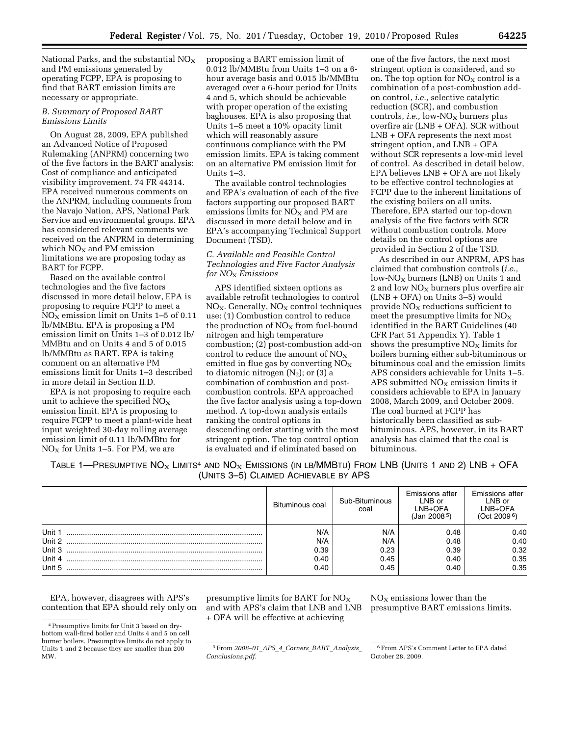National Parks, and the substantial $NO_X$ and PM emissions generated by operating FCPP, EPA is proposing to find that BART emission limits are necessary or appropriate.

### *B. Summary of Proposed BART Emissions Limits*

On August 28, 2009, EPA published an Advanced Notice of Proposed Rulemaking (ANPRM) concerning two of the five factors in the BART analysis: Cost of compliance and anticipated visibility improvement. 74 FR 44314. EPA received numerous comments on the ANPRM, including comments from the Navajo Nation, APS, National Park Service and environmental groups. EPA has considered relevant comments we received on the ANPRM in determining which $NO_X$ and PM emission limitations we are proposing today as BART for FCPP.

Based on the available control technologies and the five factors discussed in more detail below, EPA is proposing to require FCPP to meet a $NO_X$ emission limit on Units 1–5 of 0.11 lb/MMBtu. EPA is proposing a PM emission limit on Units 1–3 of 0.012 lb/MMBtu and on Units 4 and 5 of 0.015 lb/MMBtu as BART. EPA is taking comment on an alternative PM emissions limit for Units 1–3 described in more detail in Section II.D.

EPA is not proposing to require each unit to achieve the specified $NO_X$ emission limit. EPA is proposing to require FCPP to meet a plant-wide heat input weighted 30-day rolling average emission limit of 0.11 lb/MMBtu for $NO_X$ for Units 1–5. For PM, we are proposing a BART emission limit of 0.012 lb/MMBtu from Units 1–3 on a 6-hour average basis and 0.015 lb/MMBtu averaged over a 6-hour period for Units 4 and 5, which should be achievable with proper operation of the existing baghouses. EPA is also proposing that Units 1–5 meet a 10% opacity limit which will reasonably assure continuous compliance with the PM emission limits. EPA is taking comment on an alternative PM emission limit for Units 1–3.

The available control technologies and EPA's evaluation of each of the five factors supporting our proposed BART emissions limits for $NO_X$ and PM are discussed in more detail below and in EPA's accompanying Technical Support Document (TSD).

### *C. Available and Feasible Control Technologies and Five Factor Analysis for $NO_X$ Emissions*

APS identified sixteen options as available retrofit technologies to control $NO_X$. Generally, $NO_X$ control techniques use: (1) Combustion control to reduce the production of $NO_X$ from fuel-bound nitrogen and high temperature combustion; (2) post-combustion add-on control to reduce the amount of $NO_X$ emitted in flue gas by converting $NO_X$ to diatomic nitrogen ($N_2$); or (3) a combination of combustion and post-combustion controls. EPA approached the five factor analysis using a top-down method. A top-down analysis entails ranking the control options in descending order starting with the most stringent option. The top control option is evaluated and if eliminated based on one of the five factors, the next most stringent option is considered, and so on. The top option for $NO_X$ control is a combination of a post-combustion add-on control, *i.e.,* selective catalytic reduction (SCR), and combustion controls, *i.e.,* low-$NO_X$ burners plus overfire air (LNB + OFA). SCR without LNB + OFA represents the next most stringent option, and LNB + OFA without SCR represents a low-mid level of control. As described in detail below, EPA believes LNB + OFA are not likely to be effective control technologies at FCPP due to the inherent limitations of the existing boilers on all units. Therefore, EPA started our top-down analysis of the five factors with SCR without combustion controls. More details on the control options are provided in Section 2 of the TSD.

As described in our ANPRM, APS has claimed that combustion controls (*i.e.,* low-$NO_X$ burners (LNB) on Units 1 and 2 and low $NO_X$ burners plus overfire air (LNB + OFA) on Units 3–5) would provide $NO_X$ reductions sufficient to meet the presumptive limits for $NO_X$ identified in the BART Guidelines (40 CFR Part 51 Appendix Y). Table 1 shows the presumptive $NO_X$ limits for boilers burning either sub-bituminous or bituminous coal and the emission limits APS considers achievable for Units 1–5. APS submitted $NO_X$ emission limits it considers achievable to EPA in January 2008, March 2009, and October 2009. The coal burned at FCPP has historically been classified as sub-bituminous. APS, however, in its BART analysis has claimed that the coal is bituminous.

TABLE 1—PRESUMPTIVE $NO_X$ LIMITS[4] AND $NO_X$ EMISSIONS (IN LB/MMBTU) FROM LNB (UNITS 1 AND 2) LNB + OFA (UNITS 3–5) CLAIMED ACHIEVABLE BY APS

| | Bituminous coal | Sub-Bituminous coal | Emissions after LNB or LNB+OFA (Jan 2008[5]) | Emissions after LNB or LNB+OFA (Oct 2009[6]) |
|---|---|---|---|---|
| Unit 1 | N/A | N/A | 0.48 | 0.40 |
| Unit 2 | N/A | N/A | 0.48 | 0.40 |
| Unit 3 | 0.39 | 0.23 | 0.39 | 0.32 |
| Unit 4 | 0.40 | 0.45 | 0.40 | 0.35 |
| Unit 5 | 0.40 | 0.45 | 0.40 | 0.35 |

EPA, however, disagrees with APS's contention that EPA should rely only on presumptive limits for BART for $NO_X$ and with APS's claim that LNB and LNB + OFA will be effective at achieving $NO_X$ emissions lower than the presumptive BART emissions limits.

[4] Presumptive limits for Unit 3 based on dry-bottom wall-fired boiler and Units 4 and 5 on cell burner boilers. Presumptive limits do not apply to Units 1 and 2 because they are smaller than 200 MW.

[5] From *2008–01_APS_4_Corners_BART_Analysis_Conclusions.pdf*.

[6] From APS's Comment Letter to EPA dated October 28, 2009.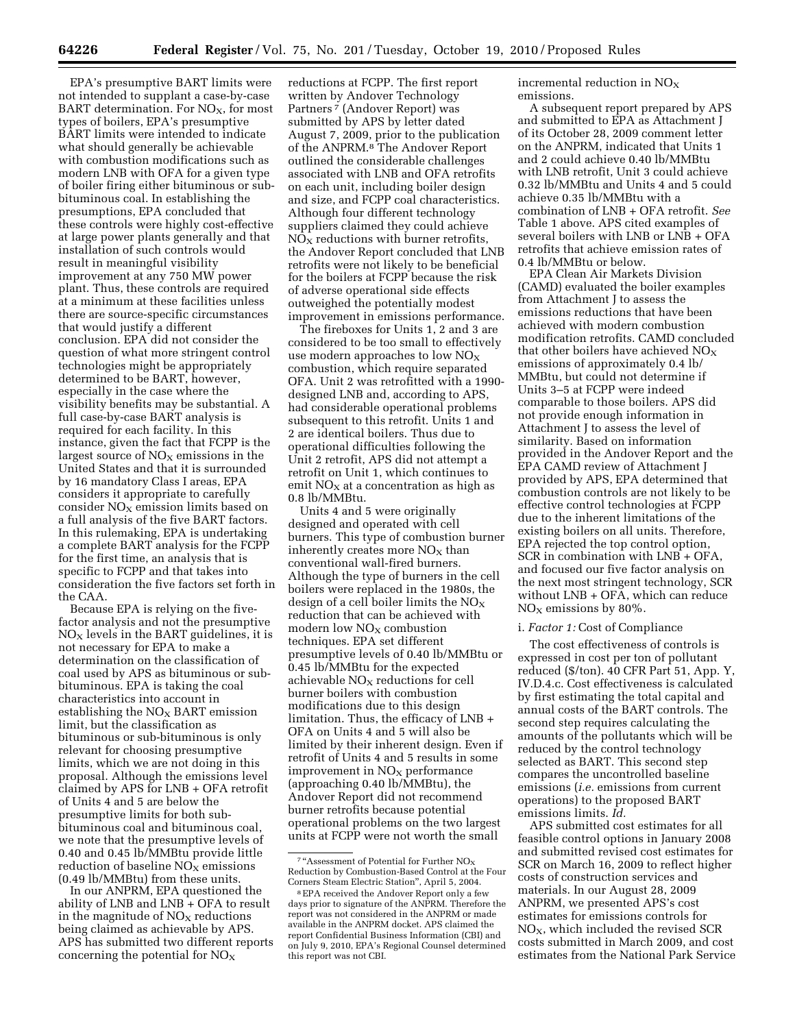EPA's presumptive BART limits were not intended to supplant a case-by-case BART determination. For $NO_X$, for most types of boilers, EPA's presumptive BART limits were intended to indicate what should generally be achievable with combustion modifications such as modern LNB with OFA for a given type of boiler firing either bituminous or sub-bituminous coal. In establishing the presumptions, EPA concluded that these controls were highly cost-effective at large power plants generally and that installation of such controls would result in meaningful visibility improvement at any 750 MW power plant. Thus, these controls are required at a minimum at these facilities unless there are source-specific circumstances that would justify a different conclusion. EPA did not consider the question of what more stringent control technologies might be appropriately determined to be BART, however, especially in the case where the visibility benefits may be substantial. A full case-by-case BART analysis is required for each facility. In this instance, given the fact that FCPP is the largest source of $NO_X$ emissions in the United States and that it is surrounded by 16 mandatory Class I areas, EPA considers it appropriate to carefully consider $NO_X$ emission limits based on a full analysis of the five BART factors. In this rulemaking, EPA is undertaking a complete BART analysis for the FCPP for the first time, an analysis that is specific to FCPP and that takes into consideration the five factors set forth in the CAA.

Because EPA is relying on the five-factor analysis and not the presumptive $NO_X$ levels in the BART guidelines, it is not necessary for EPA to make a determination on the classification of coal used by APS as bituminous or sub-bituminous. EPA is taking the coal characteristics into account in establishing the $NO_X$ BART emission limit, but the classification as bituminous or sub-bituminous is only relevant for choosing presumptive limits, which we are not doing in this proposal. Although the emissions level claimed by APS for LNB + OFA retrofit of Units 4 and 5 are below the presumptive limits for both sub-bituminous coal and bituminous coal, we note that the presumptive levels of 0.40 and 0.45 lb/MMBtu provide little reduction of baseline $NO_X$ emissions (0.49 lb/MMBtu) from these units.

In our ANPRM, EPA questioned the ability of LNB and LNB + OFA to result in the magnitude of $NO_X$ reductions being claimed as achievable by APS. APS has submitted two different reports concerning the potential for $NO_X$ reductions at FCPP. The first report written by Andover Technology Partners[7] (Andover Report) was submitted by APS by letter dated August 7, 2009, prior to the publication of the ANPRM.[8] The Andover Report outlined the considerable challenges associated with LNB and OFA retrofits on each unit, including boiler design and size, and FCPP coal characteristics. Although four different technology suppliers claimed they could achieve $NO_X$ reductions with burner retrofits, the Andover Report concluded that LNB retrofits were not likely to be beneficial for the boilers at FCPP because the risk of adverse operational side effects outweighed the potentially modest improvement in emissions performance.

The fireboxes for Units 1, 2 and 3 are considered to be too small to effectively use modern approaches to low $NO_X$ combustion, which require separated OFA. Unit 2 was retrofitted with a 1990-designed LNB and, according to APS, had considerable operational problems subsequent to this retrofit. Units 1 and 2 are identical boilers. Thus due to operational difficulties following the Unit 2 retrofit, APS did not attempt a retrofit on Unit 1, which continues to emit $NO_X$ at a concentration as high as 0.8 lb/MMBtu.

Units 4 and 5 were originally designed and operated with cell burners. This type of combustion burner inherently creates more $NO_X$ than conventional wall-fired burners. Although the type of burners in the cell boilers were replaced in the 1980s, the design of a cell boiler limits the $NO_X$ reduction that can be achieved with modern low $NO_X$ combustion techniques. EPA set different presumptive levels of 0.40 lb/MMBtu or 0.45 lb/MMBtu for the expected achievable $NO_X$ reductions for cell burner boilers with combustion modifications due to this design limitation. Thus, the efficacy of LNB + OFA on Units 4 and 5 will also be limited by their inherent design. Even if retrofit of Units 4 and 5 results in some improvement in $NO_X$ performance (approaching 0.40 lb/MMBtu), the Andover Report did not recommend burner retrofits because potential operational problems on the two largest units at FCPP were not worth the small incremental reduction in $NO_X$ emissions.

A subsequent report prepared by APS and submitted to EPA as Attachment J of its October 28, 2009 comment letter on the ANPRM, indicated that Units 1 and 2 could achieve 0.40 lb/MMBtu with LNB retrofit, Unit 3 could achieve 0.32 lb/MMBtu and Units 4 and 5 could achieve 0.35 lb/MMBtu with a combination of LNB + OFA retrofit. *See* Table 1 above. APS cited examples of several boilers with LNB or LNB + OFA retrofits that achieve emission rates of 0.4 lb/MMBtu or below.

EPA Clean Air Markets Division (CAMD) evaluated the boiler examples from Attachment J to assess the emissions reductions that have been achieved with modern combustion modification retrofits. CAMD concluded that other boilers have achieved $NO_X$ emissions of approximately 0.4 lb/MMBtu, but could not determine if Units 3–5 at FCPP were indeed comparable to those boilers. APS did not provide enough information in Attachment J to assess the level of similarity. Based on information provided in the Andover Report and the EPA CAMD review of Attachment J provided by APS, EPA determined that combustion controls are not likely to be effective control technologies at FCPP due to the inherent limitations of the existing boilers on all units. Therefore, EPA rejected the top control option, SCR in combination with LNB + OFA, and focused our five factor analysis on the next most stringent technology, SCR without LNB + OFA, which can reduce $NO_X$ emissions by 80%.

i. *Factor 1:* Cost of Compliance

The cost effectiveness of controls is expressed in cost per ton of pollutant reduced ($/ton). 40 CFR Part 51, App. Y, IV.D.4.c. Cost effectiveness is calculated by first estimating the total capital and annual costs of the BART controls. The second step requires calculating the amounts of the pollutants which will be reduced by the control technology selected as BART. This second step compares the uncontrolled baseline emissions (*i.e.* emissions from current operations) to the proposed BART emissions limits. *Id.*

APS submitted cost estimates for all feasible control options in January 2008 and submitted revised cost estimates for SCR on March 16, 2009 to reflect higher costs of construction services and materials. In our August 28, 2009 ANPRM, we presented APS's cost estimates for emissions controls for $NO_X$, which included the revised SCR costs submitted in March 2009, and cost estimates from the National Park Service

[7] "Assessment of Potential for Further $NO_X$ Reduction by Combustion-Based Control at the Four Corners Steam Electric Station", April 5, 2004.

[8] EPA received the Andover Report only a few days prior to signature of the ANPRM. Therefore the report was not considered in the ANPRM or made available in the ANPRM docket. APS claimed the report Confidential Business Information (CBI) and on July 9, 2010, EPA's Regional Counsel determined this report was not CBI.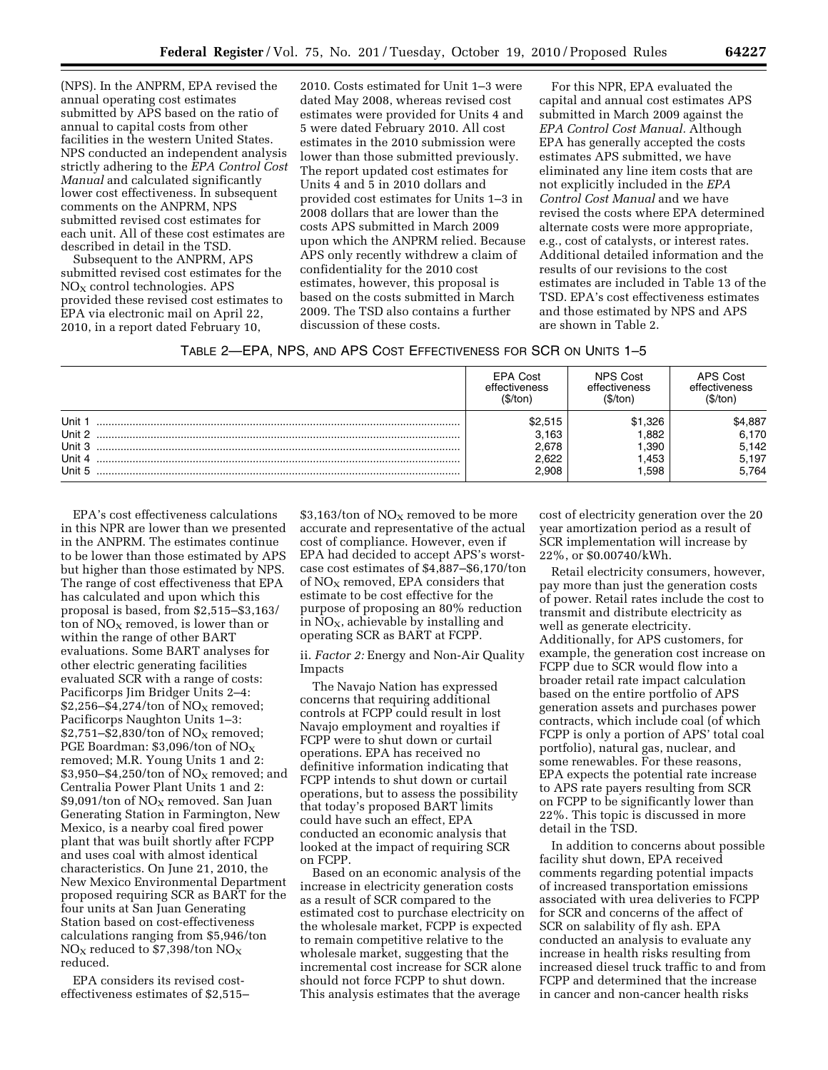(NPS). In the ANPRM, EPA revised the annual operating cost estimates submitted by APS based on the ratio of annual to capital costs from other facilities in the western United States. NPS conducted an independent analysis strictly adhering to the *EPA Control Cost Manual* and calculated significantly lower cost effectiveness. In subsequent comments on the ANPRM, NPS submitted revised cost estimates for each unit. All of these cost estimates are described in detail in the TSD.

Subsequent to the ANPRM, APS submitted revised cost estimates for the $NO_X$ control technologies. APS provided these revised cost estimates to EPA via electronic mail on April 22, 2010, in a report dated February 10, 2010. Costs estimated for Unit 1–3 were dated May 2008, whereas revised cost estimates were provided for Units 4 and 5 were dated February 2010. All cost estimates in the 2010 submission were lower than those submitted previously. The report updated cost estimates for Units 4 and 5 in 2010 dollars and provided cost estimates for Units 1–3 in 2008 dollars that are lower than the costs APS submitted in March 2009 upon which the ANPRM relied. Because APS only recently withdrew a claim of confidentiality for the 2010 cost estimates, however, this proposal is based on the costs submitted in March 2009. The TSD also contains a further discussion of these costs.

For this NPR, EPA evaluated the capital and annual cost estimates APS submitted in March 2009 against the *EPA Control Cost Manual.* Although EPA has generally accepted the costs estimates APS submitted, we have eliminated any line item costs that are not explicitly included in the *EPA Control Cost Manual* and we have revised the costs where EPA determined alternate costs were more appropriate, e.g., cost of catalysts, or interest rates. Additional detailed information and the results of our revisions to the cost estimates are included in Table 13 of the TSD. EPA's cost effectiveness estimates and those estimated by NPS and APS are shown in Table 2.

TABLE 2—EPA, NPS, AND APS COST EFFECTIVENESS FOR SCR ON UNITS 1–5

| | EPA Cost effectiveness ($/ton) | NPS Cost effectiveness ($/ton) | APS Cost effectiveness ($/ton) |
|---|---|---|---|
| Unit 1 | $2,515 | $1,326 | $4,887 |
| Unit 2 | 3,163 | 1,882 | 6,170 |
| Unit 3 | 2,678 | 1,390 | 5,142 |
| Unit 4 | 2,622 | 1,453 | 5,197 |
| Unit 5 | 2,908 | 1,598 | 5,764 |

EPA's cost effectiveness calculations in this NPR are lower than we presented in the ANPRM. The estimates continue to be lower than those estimated by APS but higher than those estimated by NPS. The range of cost effectiveness that EPA has calculated and upon which this proposal is based, from $2,515–$3,163/ton of $NO_X$ removed, is lower than or within the range of other BART evaluations. Some BART analyses for other electric generating facilities evaluated SCR with a range of costs: Pacificorps Jim Bridger Units 2–4: $2,256–$4,274/ton of $NO_X$ removed; Pacificorps Naughton Units 1–3: $2,751–$2,830/ton of $NO_X$ removed; PGE Boardman: $3,096/ton of $NO_X$ removed; M.R. Young Units 1 and 2: $3,950–$4,250/ton of $NO_X$ removed; and Centralia Power Plant Units 1 and 2: $9,091/ton of $NO_X$ removed. San Juan Generating Station in Farmington, New Mexico, is a nearby coal fired power plant that was built shortly after FCPP and uses coal with almost identical characteristics. On June 21, 2010, the New Mexico Environmental Department proposed requiring SCR as BART for the four units at San Juan Generating Station based on cost-effectiveness calculations ranging from $5,946/ton $NO_X$ reduced to $7,398/ton $NO_X$ reduced.

EPA considers its revised cost-effectiveness estimates of $2,515–$3,163/ton of $NO_X$ removed to be more accurate and representative of the actual cost of compliance. However, even if EPA had decided to accept APS's worst-case cost estimates of $4,887–$6,170/ton of $NO_X$ removed, EPA considers that estimate to be cost effective for the purpose of proposing an 80% reduction in $NO_X$, achievable by installing and operating SCR as BART at FCPP.

ii. *Factor 2:* Energy and Non-Air Quality Impacts

The Navajo Nation has expressed concerns that requiring additional controls at FCPP could result in lost Navajo employment and royalties if FCPP were to shut down or curtail operations. EPA has received no definitive information indicating that FCPP intends to shut down or curtail operations, but to assess the possibility that today's proposed BART limits could have such an effect, EPA conducted an economic analysis that looked at the impact of requiring SCR on FCPP.

Based on an economic analysis of the increase in electricity generation costs as a result of SCR compared to the estimated cost to purchase electricity on the wholesale market, FCPP is expected to remain competitive relative to the wholesale market, suggesting that the incremental cost increase for SCR alone should not force FCPP to shut down. This analysis estimates that the average cost of electricity generation over the 20 year amortization period as a result of SCR implementation will increase by 22%, or $0.00740/kWh.

Retail electricity consumers, however, pay more than just the generation costs of power. Retail rates include the cost to transmit and distribute electricity as well as generate electricity. Additionally, for APS customers, for example, the generation cost increase on FCPP due to SCR would flow into a broader retail rate impact calculation based on the entire portfolio of APS generation assets and purchases power contracts, which include coal (of which FCPP is only a portion of APS' total coal portfolio), natural gas, nuclear, and some renewables. For these reasons, EPA expects the potential rate increase to APS rate payers resulting from SCR on FCPP to be significantly lower than 22%. This topic is discussed in more detail in the TSD.

In addition to concerns about possible facility shut down, EPA received comments regarding potential impacts of increased transportation emissions associated with urea deliveries to FCPP for SCR and concerns of the affect of SCR on salability of fly ash. EPA conducted an analysis to evaluate any increase in health risks resulting from increased diesel truck traffic to and from FCPP and determined that the increase in cancer and non-cancer health risks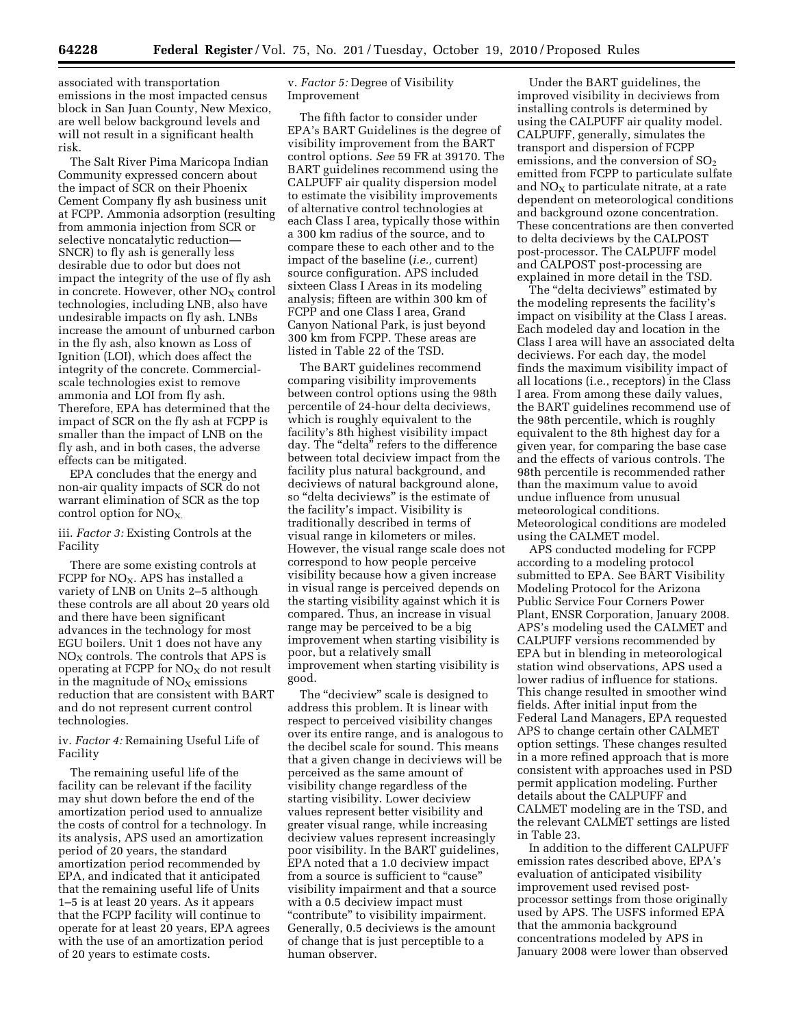associated with transportation emissions in the most impacted census block in San Juan County, New Mexico, are well below background levels and will not result in a significant health risk.

The Salt River Pima Maricopa Indian Community expressed concern about the impact of SCR on their Phoenix Cement Company fly ash business unit at FCPP. Ammonia adsorption (resulting from ammonia injection from SCR or selective noncatalytic reduction—SNCR) to fly ash is generally less desirable due to odor but does not impact the integrity of the use of fly ash in concrete. However, other $NO_X$ control technologies, including LNB, also have undesirable impacts on fly ash. LNBs increase the amount of unburned carbon in the fly ash, also known as Loss of Ignition (LOI), which does affect the integrity of the concrete. Commercial-scale technologies exist to remove ammonia and LOI from fly ash. Therefore, EPA has determined that the impact of SCR on the fly ash at FCPP is smaller than the impact of LNB on the fly ash, and in both cases, the adverse effects can be mitigated.

EPA concludes that the energy and non-air quality impacts of SCR do not warrant elimination of SCR as the top control option for $NO_X$.

iii. *Factor 3:* Existing Controls at the Facility

There are some existing controls at FCPP for $NO_X$. APS has installed a variety of LNB on Units 2–5 although these controls are all about 20 years old and there have been significant advances in the technology for most EGU boilers. Unit 1 does not have any $NO_X$ controls. The controls that APS is operating at FCPP for $NO_X$ do not result in the magnitude of $NO_X$ emissions reduction that are consistent with BART and do not represent current control technologies.

iv. *Factor 4:* Remaining Useful Life of Facility

The remaining useful life of the facility can be relevant if the facility may shut down before the end of the amortization period used to annualize the costs of control for a technology. In its analysis, APS used an amortization period of 20 years, the standard amortization period recommended by EPA, and indicated that it anticipated that the remaining useful life of Units 1–5 is at least 20 years. As it appears that the FCPP facility will continue to operate for at least 20 years, EPA agrees with the use of an amortization period of 20 years to estimate costs.

v. *Factor 5:* Degree of Visibility Improvement

The fifth factor to consider under EPA's BART Guidelines is the degree of visibility improvement from the BART control options. *See* 59 FR at 39170. The BART guidelines recommend using the CALPUFF air quality dispersion model to estimate the visibility improvements of alternative control technologies at each Class I area, typically those within a 300 km radius of the source, and to compare these to each other and to the impact of the baseline (*i.e.,* current) source configuration. APS included sixteen Class I Areas in its modeling analysis; fifteen are within 300 km of FCPP and one Class I area, Grand Canyon National Park, is just beyond 300 km from FCPP. These areas are listed in Table 22 of the TSD.

The BART guidelines recommend comparing visibility improvements between control options using the 98th percentile of 24-hour delta deciviews, which is roughly equivalent to the facility's 8th highest visibility impact day. The "delta" refers to the difference between total deciview impact from the facility plus natural background, and deciviews of natural background alone, so "delta deciviews" is the estimate of the facility's impact. Visibility is traditionally described in terms of visual range in kilometers or miles. However, the visual range scale does not correspond to how people perceive visibility because how a given increase in visual range is perceived depends on the starting visibility against which it is compared. Thus, an increase in visual range may be perceived to be a big improvement when starting visibility is poor, but a relatively small improvement when starting visibility is good.

The "deciview" scale is designed to address this problem. It is linear with respect to perceived visibility changes over its entire range, and is analogous to the decibel scale for sound. This means that a given change in deciviews will be perceived as the same amount of visibility change regardless of the starting visibility. Lower deciview values represent better visibility and greater visual range, while increasing deciview values represent increasingly poor visibility. In the BART guidelines, EPA noted that a 1.0 deciview impact from a source is sufficient to "cause" visibility impairment and that a source with a 0.5 deciview impact must "contribute" to visibility impairment. Generally, 0.5 deciviews is the amount of change that is just perceptible to a human observer.

Under the BART guidelines, the improved visibility in deciviews from installing controls is determined by using the CALPUFF air quality model. CALPUFF, generally, simulates the transport and dispersion of FCPP emissions, and the conversion of $SO_2$ emitted from FCPP to particulate sulfate and $NO_X$ to particulate nitrate, at a rate dependent on meteorological conditions and background ozone concentration. These concentrations are then converted to delta deciviews by the CALPOST post-processor. The CALPUFF model and CALPOST post-processing are explained in more detail in the TSD.

The "delta deciviews" estimated by the modeling represents the facility's impact on visibility at the Class I areas. Each modeled day and location in the Class I area will have an associated delta deciviews. For each day, the model finds the maximum visibility impact of all locations (i.e., receptors) in the Class I area. From among these daily values, the BART guidelines recommend use of the 98th percentile, which is roughly equivalent to the 8th highest day for a given year, for comparing the base case and the effects of various controls. The 98th percentile is recommended rather than the maximum value to avoid undue influence from unusual meteorological conditions. Meteorological conditions are modeled using the CALMET model.

APS conducted modeling for FCPP according to a modeling protocol submitted to EPA. See BART Visibility Modeling Protocol for the Arizona Public Service Four Corners Power Plant, ENSR Corporation, January 2008. APS's modeling used the CALMET and CALPUFF versions recommended by EPA but in blending in meteorological station wind observations, APS used a lower radius of influence for stations. This change resulted in smoother wind fields. After initial input from the Federal Land Managers, EPA requested APS to change certain other CALMET option settings. These changes resulted in a more refined approach that is more consistent with approaches used in PSD permit application modeling. Further details about the CALPUFF and CALMET modeling are in the TSD, and the relevant CALMET settings are listed in Table 23.

In addition to the different CALPUFF emission rates described above, EPA's evaluation of anticipated visibility improvement used revised post-processor settings from those originally used by APS. The USFS informed EPA that the ammonia background concentrations modeled by APS in January 2008 were lower than observed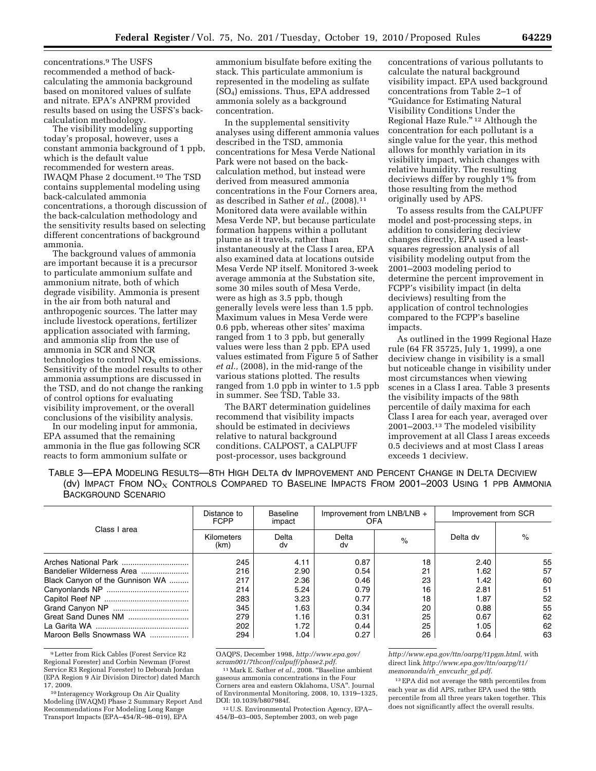concentrations.[9] The USFS recommended a method of back-calculating the ammonia background based on monitored values of sulfate and nitrate. EPA's ANPRM provided results based on using the USFS's back-calculation methodology.

The visibility modeling supporting today's proposal, however, uses a constant ammonia background of 1 ppb, which is the default value recommended for western areas. IWAQM Phase 2 document.[10] The TSD contains supplemental modeling using back-calculated ammonia concentrations, a thorough discussion of the back-calculation methodology and the sensitivity results based on selecting different concentrations of background ammonia.

The background values of ammonia are important because it is a precursor to particulate ammonium sulfate and ammonium nitrate, both of which degrade visibility. Ammonia is present in the air from both natural and anthropogenic sources. The latter may include livestock operations, fertilizer application associated with farming, and ammonia slip from the use of ammonia in SCR and SNCR technologies to control $NO_X$ emissions. Sensitivity of the model results to other ammonia assumptions are discussed in the TSD, and do not change the ranking of control options for evaluating visibility improvement, or the overall conclusions of the visibility analysis.

In our modeling input for ammonia, EPA assumed that the remaining ammonia in the flue gas following SCR reacts to form ammonium sulfate or ammonium bisulfate before exiting the stack. This particulate ammonium is represented in the modeling as sulfate ($SO_4$) emissions. Thus, EPA addressed ammonia solely as a background concentration.

In the supplemental sensitivity analyses using different ammonia values described in the TSD, ammonia concentrations for Mesa Verde National Park were not based on the back-calculation method, but instead were derived from measured ammonia concentrations in the Four Corners area, as described in Sather *et al.*, (2008).[11] Monitored data were available within Mesa Verde NP, but because particulate formation happens within a pollutant plume as it travels, rather than instantaneously at the Class I area, EPA also examined data at locations outside Mesa Verde NP itself. Monitored 3-week average ammonia at the Substation site, some 30 miles south of Mesa Verde, were as high as 3.5 ppb, though generally levels were less than 1.5 ppb. Maximum values in Mesa Verde were 0.6 ppb, whereas other sites' maxima ranged from 1 to 3 ppb, but generally values were less than 2 ppb. EPA used values estimated from Figure 5 of Sather *et al.*, (2008), in the mid-range of the various stations plotted. The results ranged from 1.0 ppb in winter to 1.5 ppb in summer. See TSD, Table 33.

The BART determination guidelines recommend that visibility impacts should be estimated in deciviews relative to natural background conditions. CALPOST, a CALPUFF post-processor, uses background concentrations of various pollutants to calculate the natural background visibility impact. EPA used background concentrations from Table 2–1 of "Guidance for Estimating Natural Visibility Conditions Under the Regional Haze Rule."[12] Although the concentration for each pollutant is a single value for the year, this method allows for monthly variation in its visibility impact, which changes with relative humidity. The resulting deciviews differ by roughly 1% from those resulting from the method originally used by APS.

To assess results from the CALPUFF model and post-processing steps, in addition to considering deciview changes directly, EPA used a least-squares regression analysis of all visibility modeling output from the 2001–2003 modeling period to determine the percent improvement in FCPP's visibility impact (in delta deciviews) resulting from the application of control technologies compared to the FCPP's baseline impacts.

As outlined in the 1999 Regional Haze rule (64 FR 35725, July 1, 1999), a one deciview change in visibility is a small but noticeable change in visibility under most circumstances when viewing scenes in a Class I area. Table 3 presents the visibility impacts of the 98th percentile of daily maxima for each Class I area for each year, averaged over 2001–2003.[13] The modeled visibility improvement at all Class I areas exceeds 0.5 deciviews and at most Class I areas exceeds 1 deciview.

TABLE 3—EPA MODELING RESULTS—8TH HIGH DELTA dv IMPROVEMENT AND PERCENT CHANGE IN DELTA DECIVIEW (dv) IMPACT FROM $NO_X$ CONTROLS COMPARED TO BASELINE IMPACTS FROM 2001–2003 USING 1 PPB AMMONIA BACKGROUND SCENARIO

| Class I area | Distance to FCPP | Baseline impact | Improvement from LNB/LNB + OFA | | Improvement from SCR | |
|---|---|---|---|---|---|---|
| | Kilometers (km) | Delta dv | Delta dv | % | Delta dv | % |
| Arches National Park | 245 | 4.11 | 0.87 | 18 | 2.40 | 55 |
| Bandelier Wilderness Area | 216 | 2.90 | 0.54 | 21 | 1.62 | 57 |
| Black Canyon of the Gunnison WA | 217 | 2.36 | 0.46 | 23 | 1.42 | 60 |
| Canyonlands NP | 214 | 5.24 | 0.79 | 16 | 2.81 | 51 |
| Capitol Reef NP | 283 | 3.23 | 0.77 | 18 | 1.87 | 52 |
| Grand Canyon NP | 345 | 1.63 | 0.34 | 20 | 0.88 | 55 |
| Great Sand Dunes NM | 279 | 1.16 | 0.31 | 25 | 0.67 | 62 |
| La Garita WA | 202 | 1.72 | 0.44 | 25 | 1.05 | 62 |
| Maroon Bells Snowmass WA | 294 | 1.04 | 0.27 | 26 | 0.64 | 63 |

[9] Letter from Rick Cables (Forest Service R2 Regional Forester) and Corbin Newman (Forest Service R3 Regional Forester) to Deborah Jordan (EPA Region 9 Air Division Director) dated March 17, 2009.

[10] Interagency Workgroup On Air Quality Modeling (IWAQM) Phase 2 Summary Report And Recommendations For Modeling Long Range Transport Impacts (EPA–454/R–98–019), EPA OAQPS, December 1998, *http://www.epa.gov/scram001/7thconf/calpuff/phase2.pdf.*

[11] Mark E. Sather *et al.,* 2008. "Baseline ambient gaseous ammonia concentrations in the Four Corners area and eastern Oklahoma, USA". Journal of Environmental Monitoring, 2008, 10, 1319–1325, DOI: 10.1039/b807984f.

[12] U.S. Environmental Protection Agency, EPA–454/B–03–005, September 2003, on web page *http://www.epa.gov/ttn/oarpg/t1pgm.html,* with direct link *http://www.epa.gov/ttn/oarpg/t1/memoranda/rh_envcurhr_gd.pdf.*

[13] EPA did not average the 98th percentiles from each year as did APS, rather EPA used the 98th percentile from all three years taken together. This does not significantly affect the overall results.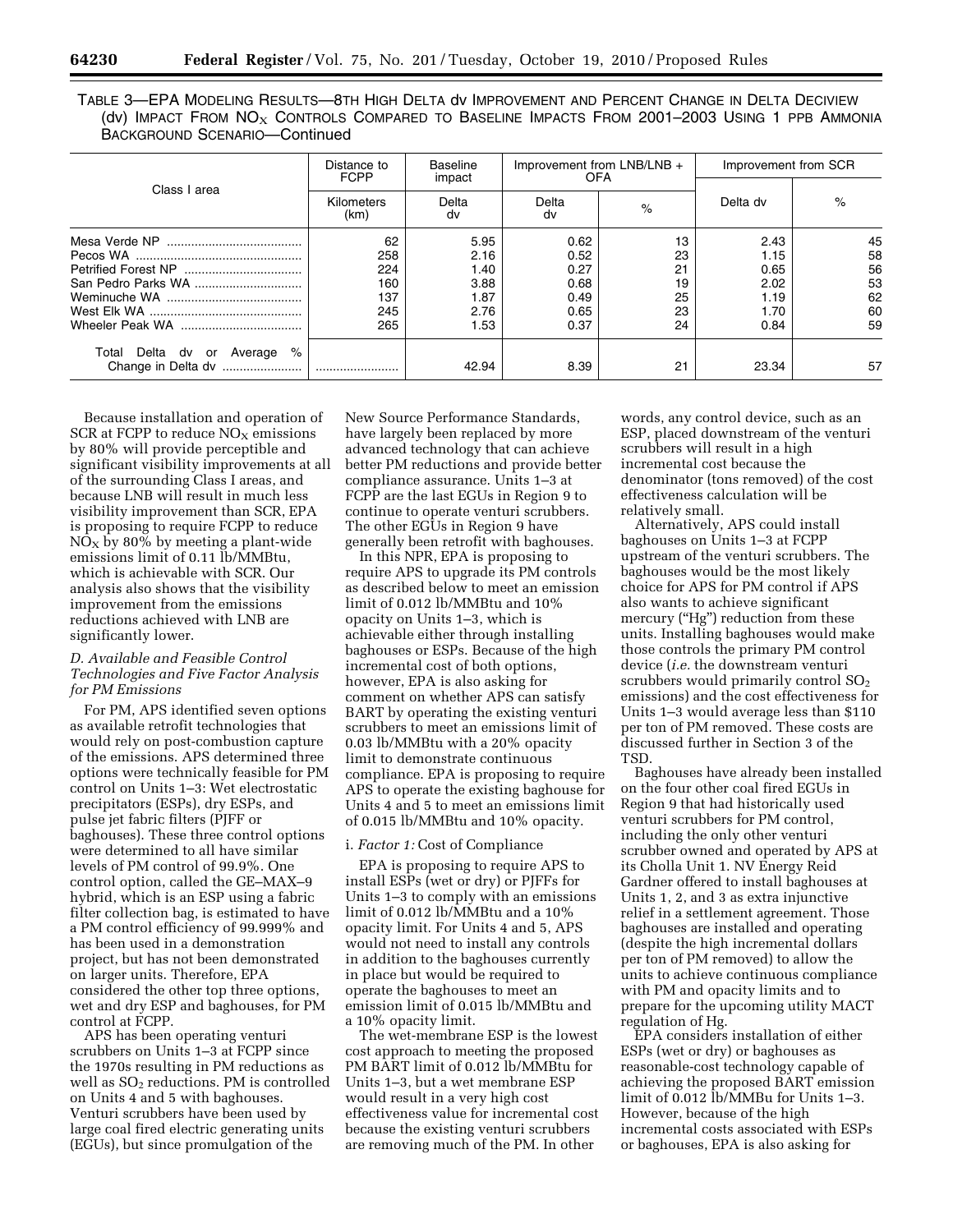TABLE 3—EPA MODELING RESULTS—8TH HIGH DELTA dv IMPROVEMENT AND PERCENT CHANGE IN DELTA DECIVIEW (dv) IMPACT FROM $NO_X$ CONTROLS COMPARED TO BASELINE IMPACTS FROM 2001–2003 USING 1 PPB AMMONIA BACKGROUND SCENARIO—Continued

| Class I area | Distance to FCPP | Baseline impact | Improvement from LNB/LNB + OFA | | Improvement from SCR | |
|---|---|---|---|---|---|---|
| | Kilometers (km) | Delta dv | Delta dv | % | Delta dv | % |
| Mesa Verde NP | 62 | 5.95 | 0.62 | 13 | 2.43 | 45 |
| Pecos WA | 258 | 2.16 | 0.52 | 23 | 1.15 | 58 |
| Petrified Forest NP | 224 | 1.40 | 0.27 | 21 | 0.65 | 56 |
| San Pedro Parks WA | 160 | 3.88 | 0.68 | 19 | 2.02 | 53 |
| Weminuche WA | 137 | 1.87 | 0.49 | 25 | 1.19 | 62 |
| West Elk WA | 245 | 2.76 | 0.65 | 23 | 1.70 | 60 |
| Wheeler Peak WA | 265 | 1.53 | 0.37 | 24 | 0.84 | 59 |
| Total Delta dv or Average % Change in Delta dv | | 42.94 | 8.39 | 21 | 23.34 | 57 |

Because installation and operation of SCR at FCPP to reduce $NO_X$ emissions by 80% will provide perceptible and significant visibility improvements at all of the surrounding Class I areas, and because LNB will result in much less visibility improvement than SCR, EPA is proposing to require FCPP to reduce $NO_X$ by 80% by meeting a plant-wide emissions limit of 0.11 lb/MMBtu, which is achievable with SCR. Our analysis also shows that the visibility improvement from the emissions reductions achieved with LNB are significantly lower.

### *D. Available and Feasible Control Technologies and Five Factor Analysis for PM Emissions*

For PM, APS identified seven options as available retrofit technologies that would rely on post-combustion capture of the emissions. APS determined three options were technically feasible for PM control on Units 1–3: Wet electrostatic precipitators (ESPs), dry ESPs, and pulse jet fabric filters (PJFF or baghouses). These three control options were determined to all have similar levels of PM control of 99.9%. One control option, called the GE–MAX–9 hybrid, which is an ESP using a fabric filter collection bag, is estimated to have a PM control efficiency of 99.999% and has been used in a demonstration project, but has not been demonstrated on larger units. Therefore, EPA considered the other top three options, wet and dry ESP and baghouses, for PM control at FCPP.

APS has been operating venturi scrubbers on Units 1–3 at FCPP since the 1970s resulting in PM reductions as well as $SO_2$ reductions. PM is controlled on Units 4 and 5 with baghouses. Venturi scrubbers have been used by large coal fired electric generating units (EGUs), but since promulgation of the New Source Performance Standards, have largely been replaced by more advanced technology that can achieve better PM reductions and provide better compliance assurance. Units 1–3 at FCPP are the last EGUs in Region 9 to continue to operate venturi scrubbers. The other EGUs in Region 9 have generally been retrofit with baghouses.

In this NPR, EPA is proposing to require APS to upgrade its PM controls as described below to meet an emission limit of 0.012 lb/MMBtu and 10% opacity on Units 1–3, which is achievable either through installing baghouses or ESPs. Because of the high incremental cost of both options, however, EPA is also asking for comment on whether APS can satisfy BART by operating the existing venturi scrubbers to meet an emissions limit of 0.03 lb/MMBtu with a 20% opacity limit to demonstrate continuous compliance. EPA is proposing to require APS to operate the existing baghouse for Units 4 and 5 to meet an emissions limit of 0.015 lb/MMBtu and 10% opacity.

#### i. *Factor 1:* Cost of Compliance

EPA is proposing to require APS to install ESPs (wet or dry) or PJFFs for Units 1–3 to comply with an emissions limit of 0.012 lb/MMBtu and a 10% opacity limit. For Units 4 and 5, APS would not need to install any controls in addition to the baghouses currently in place but would be required to operate the baghouses to meet an emission limit of 0.015 lb/MMBtu and a 10% opacity limit.

The wet-membrane ESP is the lowest cost approach to meeting the proposed PM BART limit of 0.012 lb/MMBtu for Units 1–3, but a wet membrane ESP would result in a very high cost effectiveness value for incremental cost because the existing venturi scrubbers are removing much of the PM. In other words, any control device, such as an ESP, placed downstream of the venturi scrubbers will result in a high incremental cost because the denominator (tons removed) of the cost effectiveness calculation will be relatively small.

Alternatively, APS could install baghouses on Units 1–3 at FCPP upstream of the venturi scrubbers. The baghouses would be the most likely choice for APS for PM control if APS also wants to achieve significant mercury ("Hg") reduction from these units. Installing baghouses would make those controls the primary PM control device (*i.e.* the downstream venturi scrubbers would primarily control $SO_2$ emissions) and the cost effectiveness for Units 1–3 would average less than $110 per ton of PM removed. These costs are discussed further in Section 3 of the TSD.

Baghouses have already been installed on the four other coal fired EGUs in Region 9 that had historically used venturi scrubbers for PM control, including the only other venturi scrubber owned and operated by APS at its Cholla Unit 1. NV Energy Reid Gardner offered to install baghouses at Units 1, 2, and 3 as extra injunctive relief in a settlement agreement. Those baghouses are installed and operating (despite the high incremental dollars per ton of PM removed) to allow the units to achieve continuous compliance with PM and opacity limits and to prepare for the upcoming utility MACT regulation of Hg.

EPA considers installation of either ESPs (wet or dry) or baghouses as reasonable-cost technology capable of achieving the proposed BART emission limit of 0.012 lb/MMBu for Units 1–3. However, because of the high incremental costs associated with ESPs or baghouses, EPA is also asking for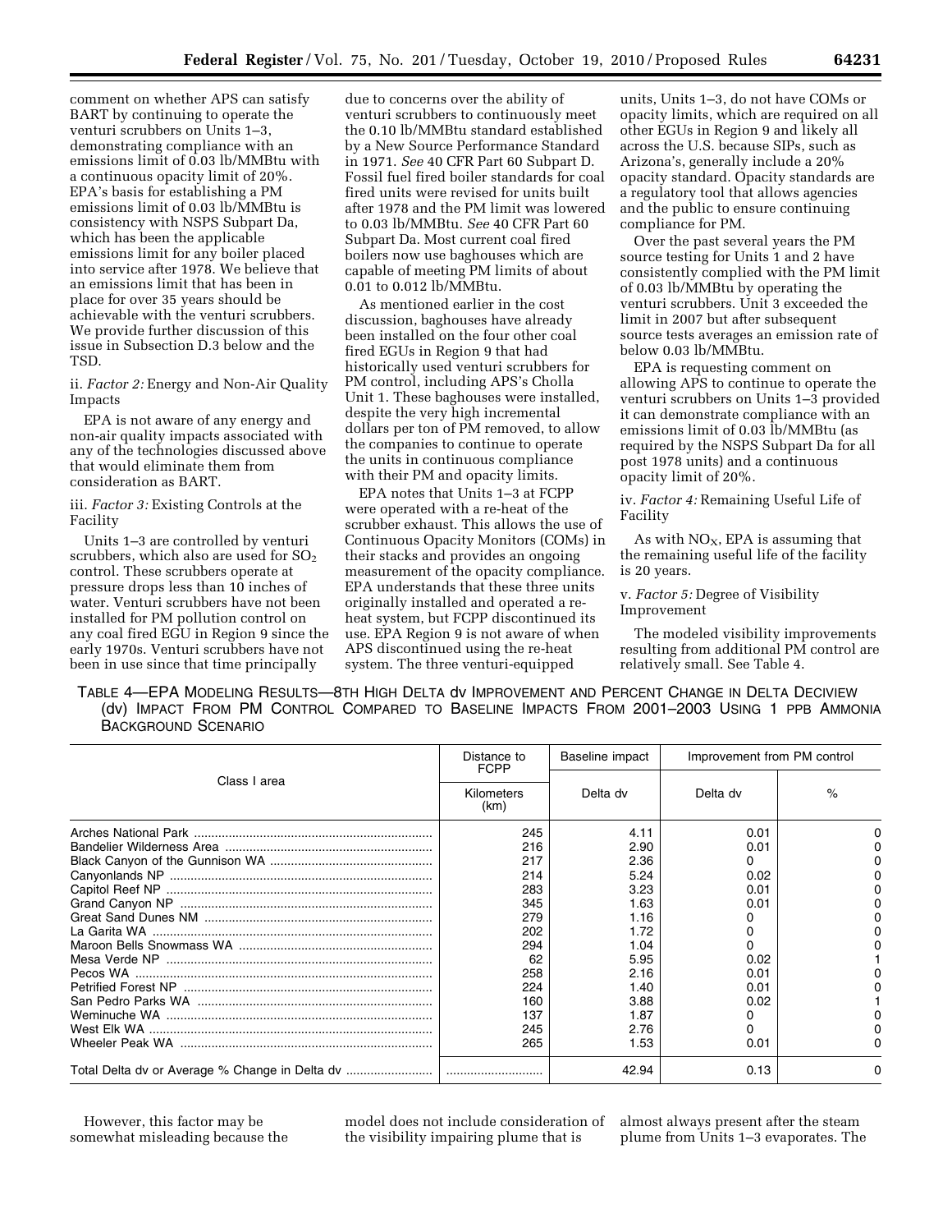comment on whether APS can satisfy BART by continuing to operate the venturi scrubbers on Units 1–3, demonstrating compliance with an emissions limit of 0.03 lb/MMBtu with a continuous opacity limit of 20%. EPA's basis for establishing a PM emissions limit of 0.03 lb/MMBtu is consistency with NSPS Subpart Da, which has been the applicable emissions limit for any boiler placed into service after 1978. We believe that an emissions limit that has been in place for over 35 years should be achievable with the venturi scrubbers. We provide further discussion of this issue in Subsection D.3 below and the TSD.

ii. *Factor 2:* Energy and Non-Air Quality Impacts

EPA is not aware of any energy and non-air quality impacts associated with any of the technologies discussed above that would eliminate them from consideration as BART.

iii. *Factor 3:* Existing Controls at the Facility

Units 1–3 are controlled by venturi scrubbers, which also are used for $SO_2$ control. These scrubbers operate at pressure drops less than 10 inches of water. Venturi scrubbers have not been installed for PM pollution control on any coal fired EGU in Region 9 since the early 1970s. Venturi scrubbers have not been in use since that time principally due to concerns over the ability of venturi scrubbers to continuously meet the 0.10 lb/MMBtu standard established by a New Source Performance Standard in 1971. *See* 40 CFR Part 60 Subpart D. Fossil fuel fired boiler standards for coal fired units were revised for units built after 1978 and the PM limit was lowered to 0.03 lb/MMBtu. *See* 40 CFR Part 60 Subpart Da. Most current coal fired boilers now use baghouses which are capable of meeting PM limits of about 0.01 to 0.012 lb/MMBtu.

As mentioned earlier in the cost discussion, baghouses have already been installed on the four other coal fired EGUs in Region 9 that had historically used venturi scrubbers for PM control, including APS's Cholla Unit 1. These baghouses were installed, despite the very high incremental dollars per ton of PM removed, to allow the companies to continue to operate the units in continuous compliance with their PM and opacity limits.

EPA notes that Units 1–3 at FCPP were operated with a re-heat of the scrubber exhaust. This allows the use of Continuous Opacity Monitors (COMs) in their stacks and provides an ongoing measurement of the opacity compliance. EPA understands that these three units originally installed and operated a re-heat system, but FCPP discontinued its use. EPA Region 9 is not aware of when APS discontinued using the re-heat system. The three venturi-equipped units, Units 1–3, do not have COMs or opacity limits, which are required on all other EGUs in Region 9 and likely all across the U.S. because SIPs, such as Arizona's, generally include a 20% opacity standard. Opacity standards are a regulatory tool that allows agencies and the public to ensure continuing compliance for PM.

Over the past several years the PM source testing for Units 1 and 2 have consistently complied with the PM limit of 0.03 lb/MMBtu by operating the venturi scrubbers. Unit 3 exceeded the limit in 2007 but after subsequent source tests averages an emission rate of below 0.03 lb/MMBtu.

EPA is requesting comment on allowing APS to continue to operate the venturi scrubbers on Units 1–3 provided it can demonstrate compliance with an emissions limit of 0.03 lb/MMBtu (as required by the NSPS Subpart Da for all post 1978 units) and a continuous opacity limit of 20%.

iv. *Factor 4:* Remaining Useful Life of Facility

As with $NO_X$, EPA is assuming that the remaining useful life of the facility is 20 years.

v. *Factor 5:* Degree of Visibility Improvement

The modeled visibility improvements resulting from additional PM control are relatively small. See Table 4.

TABLE 4—EPA MODELING RESULTS—8TH HIGH DELTA dv IMPROVEMENT AND PERCENT CHANGE IN DELTA DECIVIEW (dv) IMPACT FROM PM CONTROL COMPARED TO BASELINE IMPACTS FROM 2001–2003 USING 1 PPB AMMONIA BACKGROUND SCENARIO

| Class I area | Distance to FCPP | Baseline impact | Improvement from PM control | |
|---|---|---|---|---|
| | Kilometers (km) | Delta dv | Delta dv | % |
| Arches National Park | 245 | 4.11 | 0.01 | 0 |
| Bandelier Wilderness Area | 216 | 2.90 | 0.01 | 0 |
| Black Canyon of the Gunnison WA | 217 | 2.36 | 0 | 0 |
| Canyonlands NP | 214 | 5.24 | 0.02 | 0 |
| Capitol Reef NP | 283 | 3.23 | 0.01 | 0 |
| Grand Canyon NP | 345 | 1.63 | 0.01 | 0 |
| Great Sand Dunes NM | 279 | 1.16 | 0 | 0 |
| La Garita WA | 202 | 1.72 | 0 | 0 |
| Maroon Bells Snowmass WA | 294 | 1.04 | 0 | 0 |
| Mesa Verde NP | 62 | 5.95 | 0.02 | 1 |
| Pecos WA | 258 | 2.16 | 0.01 | 0 |
| Petrified Forest NP | 224 | 1.40 | 0.01 | 0 |
| San Pedro Parks WA | 160 | 3.88 | 0.02 | 1 |
| Weminuche WA | 137 | 1.87 | 0 | 0 |
| West Elk WA | 245 | 2.76 | 0 | 0 |
| Wheeler Peak WA | 265 | 1.53 | 0.01 | 0 |
| Total Delta dv or Average % Change in Delta dv | ............................ | 42.94 | 0.13 | 0 |

However, this factor may be somewhat misleading because the model does not include consideration of the visibility impairing plume that is almost always present after the steam plume from Units 1–3 evaporates. The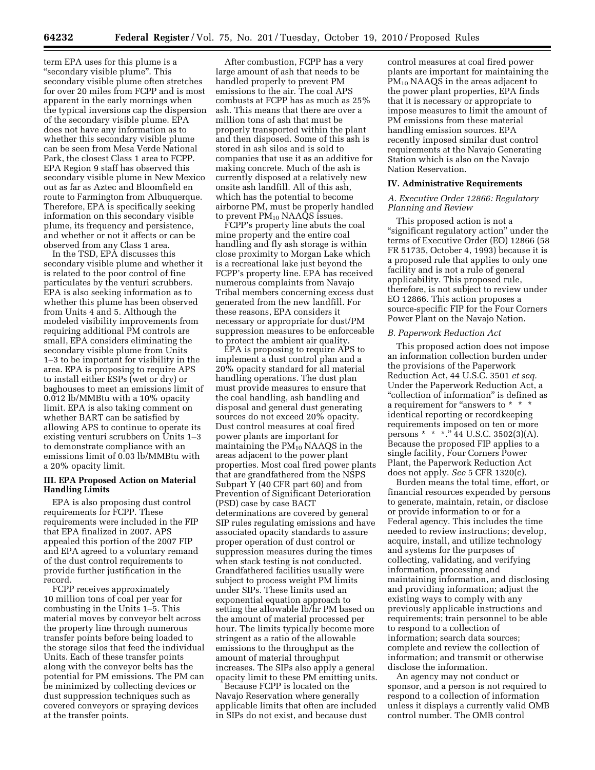term EPA uses for this plume is a "secondary visible plume". This secondary visible plume often stretches for over 20 miles from FCPP and is most apparent in the early mornings when the typical inversions cap the dispersion of the secondary visible plume. EPA does not have any information as to whether this secondary visible plume can be seen from Mesa Verde National Park, the closest Class 1 area to FCPP. EPA Region 9 staff has observed this secondary visible plume in New Mexico out as far as Aztec and Bloomfield en route to Farmington from Albuquerque. Therefore, EPA is specifically seeking information on this secondary visible plume, its frequency and persistence, and whether or not it affects or can be observed from any Class 1 area.

In the TSD, EPA discusses this secondary visible plume and whether it is related to the poor control of fine particulates by the venturi scrubbers. EPA is also seeking information as to whether this plume has been observed from Units 4 and 5. Although the modeled visibility improvements from requiring additional PM controls are small, EPA considers eliminating the secondary visible plume from Units 1–3 to be important for visibility in the area. EPA is proposing to require APS to install either ESPs (wet or dry) or baghouses to meet an emissions limit of 0.012 lb/MMBtu with a 10% opacity limit. EPA is also taking comment on whether BART can be satisfied by allowing APS to continue to operate its existing venturi scrubbers on Units 1–3 to demonstrate compliance with an emissions limit of 0.03 lb/MMBtu with a 20% opacity limit.

## III. EPA Proposed Action on Material Handling Limits

EPA is also proposing dust control requirements for FCPP. These requirements were included in the FIP that EPA finalized in 2007. APS appealed this portion of the 2007 FIP and EPA agreed to a voluntary remand of the dust control requirements to provide further justification in the record.

FCPP receives approximately 10 million tons of coal per year for combusting in the Units 1–5. This material moves by conveyor belt across the property line through numerous transfer points before being loaded to the storage silos that feed the individual Units. Each of these transfer points along with the conveyor belts has the potential for PM emissions. The PM can be minimized by collecting devices or dust suppression techniques such as covered conveyors or spraying devices at the transfer points.

After combustion, FCPP has a very large amount of ash that needs to be handled properly to prevent PM emissions to the air. The coal APS combusts at FCPP has as much as 25% ash. This means that there are over a million tons of ash that must be properly transported within the plant and then disposed. Some of this ash is stored in ash silos and is sold to companies that use it as an additive for making concrete. Much of the ash is currently disposed at a relatively new onsite ash landfill. All of this ash, which has the potential to become airborne PM, must be properly handled to prevent $PM_{10}$ NAAQS issues.

FCPP's property line abuts the coal mine property and the entire coal handling and fly ash storage is within close proximity to Morgan Lake which is a recreational lake just beyond the FCPP's property line. EPA has received numerous complaints from Navajo Tribal members concerning excess dust generated from the new landfill. For these reasons, EPA considers it necessary or appropriate for dust/PM suppression measures to be enforceable to protect the ambient air quality.

EPA is proposing to require APS to implement a dust control plan and a 20% opacity standard for all material handling operations. The dust plan must provide measures to ensure that the coal handling, ash handling and disposal and general dust generating sources do not exceed 20% opacity. Dust control measures at coal fired power plants are important for maintaining the $PM_{10}$ NAAQS in the areas adjacent to the power plant properties. Most coal fired power plants that are grandfathered from the NSPS Subpart Y (40 CFR part 60) and from Prevention of Significant Deterioration (PSD) case by case BACT determinations are covered by general SIP rules regulating emissions and have associated opacity standards to assure proper operation of dust control or suppression measures during the times when stack testing is not conducted. Grandfathered facilities usually were subject to process weight PM limits under SIPs. These limits used an exponential equation approach to setting the allowable lb/hr PM based on the amount of material processed per hour. The limits typically become more stringent as a ratio of the allowable emissions to the throughput as the amount of material throughput increases. The SIPs also apply a general opacity limit to these PM emitting units.

Because FCPP is located on the Navajo Reservation where generally applicable limits that often are included in SIPs do not exist, and because dust control measures at coal fired power plants are important for maintaining the $PM_{10}$ NAAQS in the areas adjacent to the power plant properties, EPA finds that it is necessary or appropriate to impose measures to limit the amount of PM emissions from these material handling emission sources. EPA recently imposed similar dust control requirements at the Navajo Generating Station which is also on the Navajo Nation Reservation.

## IV. Administrative Requirements

### *A. Executive Order 12866: Regulatory Planning and Review*

This proposed action is not a "significant regulatory action" under the terms of Executive Order (EO) 12866 (58 FR 51735, October 4, 1993) because it is a proposed rule that applies to only one facility and is not a rule of general applicability. This proposed rule, therefore, is not subject to review under EO 12866. This action proposes a source-specific FIP for the Four Corners Power Plant on the Navajo Nation.

### *B. Paperwork Reduction Act*

This proposed action does not impose an information collection burden under the provisions of the Paperwork Reduction Act, 44 U.S.C. 3501 *et seq.* Under the Paperwork Reduction Act, a "collection of information" is defined as a requirement for "answers to * * * identical reporting or recordkeeping requirements imposed on ten or more persons * * *." 44 U.S.C. 3502(3)(A). Because the proposed FIP applies to a single facility, Four Corners Power Plant, the Paperwork Reduction Act does not apply. *See* 5 CFR 1320(c).

Burden means the total time, effort, or financial resources expended by persons to generate, maintain, retain, or disclose or provide information to or for a Federal agency. This includes the time needed to review instructions; develop, acquire, install, and utilize technology and systems for the purposes of collecting, validating, and verifying information, processing and maintaining information, and disclosing and providing information; adjust the existing ways to comply with any previously applicable instructions and requirements; train personnel to be able to respond to a collection of information; search data sources; complete and review the collection of information; and transmit or otherwise disclose the information.

An agency may not conduct or sponsor, and a person is not required to respond to a collection of information unless it displays a currently valid OMB control number. The OMB control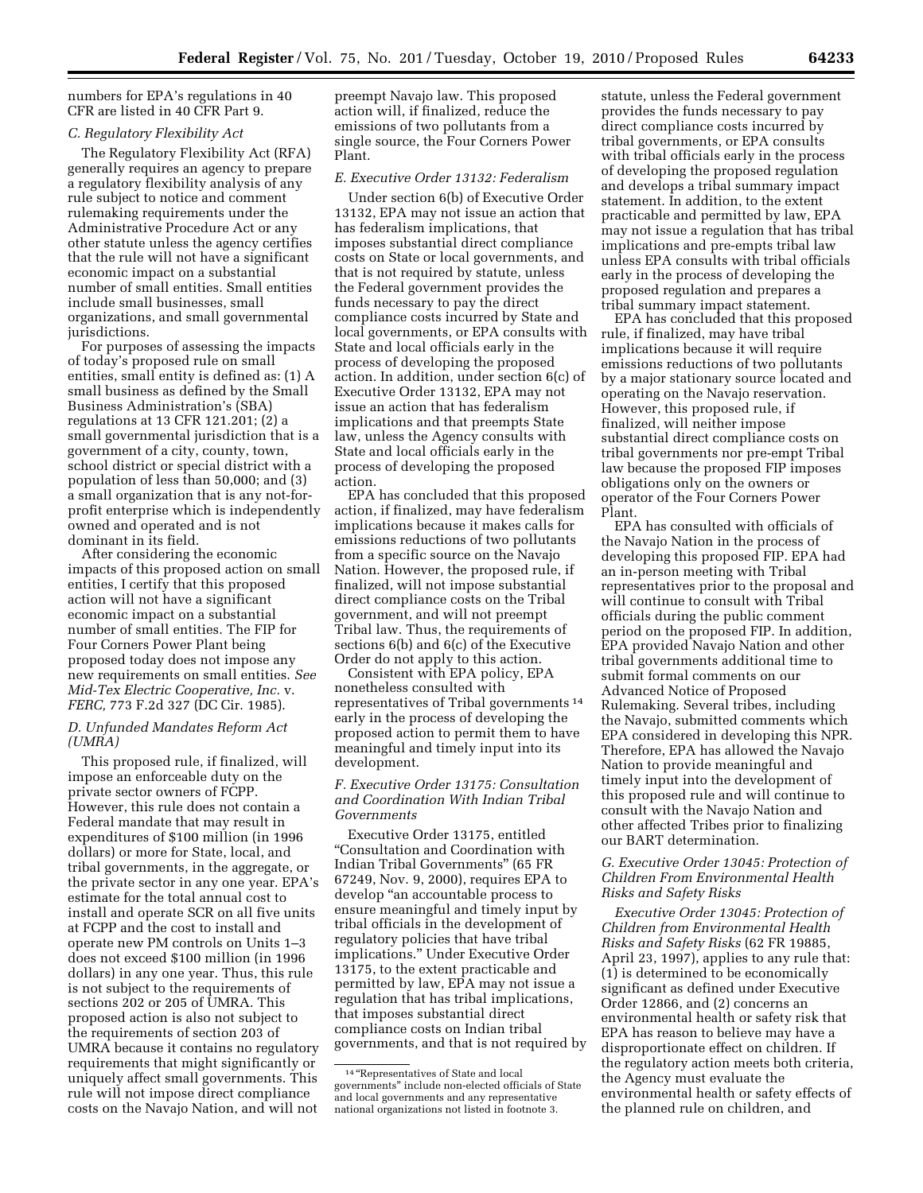numbers for EPA's regulations in 40 CFR are listed in 40 CFR Part 9.

### C. Regulatory Flexibility Act

The Regulatory Flexibility Act (RFA) generally requires an agency to prepare a regulatory flexibility analysis of any rule subject to notice and comment rulemaking requirements under the Administrative Procedure Act or any other statute unless the agency certifies that the rule will not have a significant economic impact on a substantial number of small entities. Small entities include small businesses, small organizations, and small governmental jurisdictions.

For purposes of assessing the impacts of today's proposed rule on small entities, small entity is defined as: (1) A small business as defined by the Small Business Administration's (SBA) regulations at 13 CFR 121.201; (2) a small governmental jurisdiction that is a government of a city, county, town, school district or special district with a population of less than 50,000; and (3) a small organization that is any not-for-profit enterprise which is independently owned and operated and is not dominant in its field.

After considering the economic impacts of this proposed action on small entities, I certify that this proposed action will not have a significant economic impact on a substantial number of small entities. The FIP for Four Corners Power Plant being proposed today does not impose any new requirements on small entities. *See Mid-Tex Electric Cooperative, Inc.* v. *FERC,* 773 F.2d 327 (DC Cir. 1985).

### D. Unfunded Mandates Reform Act (UMRA)

This proposed rule, if finalized, will impose an enforceable duty on the private sector owners of FCPP. However, this rule does not contain a Federal mandate that may result in expenditures of $100 million (in 1996 dollars) or more for State, local, and tribal governments, in the aggregate, or the private sector in any one year. EPA's estimate for the total annual cost to install and operate SCR on all five units at FCPP and the cost to install and operate new PM controls on Units 1–3 does not exceed $100 million (in 1996 dollars) in any one year. Thus, this rule is not subject to the requirements of sections 202 or 205 of UMRA. This proposed action is also not subject to the requirements of section 203 of UMRA because it contains no regulatory requirements that might significantly or uniquely affect small governments. This rule will not impose direct compliance costs on the Navajo Nation, and will not preempt Navajo law. This proposed action will, if finalized, reduce the emissions of two pollutants from a single source, the Four Corners Power Plant.

### E. Executive Order 13132: Federalism

Under section 6(b) of Executive Order 13132, EPA may not issue an action that has federalism implications, that imposes substantial direct compliance costs on State or local governments, and that is not required by statute, unless the Federal government provides the funds necessary to pay the direct compliance costs incurred by State and local governments, or EPA consults with State and local officials early in the process of developing the proposed action. In addition, under section 6(c) of Executive Order 13132, EPA may not issue an action that has federalism implications and that preempts State law, unless the Agency consults with State and local officials early in the process of developing the proposed action.

EPA has concluded that this proposed action, if finalized, may have federalism implications because it makes calls for emissions reductions of two pollutants from a specific source on the Navajo Nation. However, the proposed rule, if finalized, will not impose substantial direct compliance costs on the Tribal government, and will not preempt Tribal law. Thus, the requirements of sections 6(b) and 6(c) of the Executive Order do not apply to this action.

Consistent with EPA policy, EPA nonetheless consulted with representatives of Tribal governments [14] early in the process of developing the proposed action to permit them to have meaningful and timely input into its development.

### F. Executive Order 13175: Consultation and Coordination With Indian Tribal Governments

Executive Order 13175, entitled "Consultation and Coordination with Indian Tribal Governments" (65 FR 67249, Nov. 9, 2000), requires EPA to develop "an accountable process to ensure meaningful and timely input by tribal officials in the development of regulatory policies that have tribal implications." Under Executive Order 13175, to the extent practicable and permitted by law, EPA may not issue a regulation that has tribal implications, that imposes substantial direct compliance costs on Indian tribal governments, and that is not required by statute, unless the Federal government provides the funds necessary to pay direct compliance costs incurred by tribal governments, or EPA consults with tribal officials early in the process of developing the proposed regulation and develops a tribal summary impact statement. In addition, to the extent practicable and permitted by law, EPA may not issue a regulation that has tribal implications and pre-empts tribal law unless EPA consults with tribal officials early in the process of developing the proposed regulation and prepares a tribal summary impact statement.

EPA has concluded that this proposed rule, if finalized, may have tribal implications because it will require emissions reductions of two pollutants by a major stationary source located and operating on the Navajo reservation. However, this proposed rule, if finalized, will neither impose substantial direct compliance costs on tribal governments nor pre-empt Tribal law because the proposed FIP imposes obligations only on the owners or operator of the Four Corners Power Plant.

EPA has consulted with officials of the Navajo Nation in the process of developing this proposed FIP. EPA had an in-person meeting with Tribal representatives prior to the proposal and will continue to consult with Tribal officials during the public comment period on the proposed FIP. In addition, EPA provided Navajo Nation and other tribal governments additional time to submit formal comments on our Advanced Notice of Proposed Rulemaking. Several tribes, including the Navajo, submitted comments which EPA considered in developing this NPR. Therefore, EPA has allowed the Navajo Nation to provide meaningful and timely input into the development of this proposed rule and will continue to consult with the Navajo Nation and other affected Tribes prior to finalizing our BART determination.

### G. Executive Order 13045: Protection of Children From Environmental Health Risks and Safety Risks

*Executive Order 13045: Protection of Children from Environmental Health Risks and Safety Risks* (62 FR 19885, April 23, 1997), applies to any rule that: (1) is determined to be economically significant as defined under Executive Order 12866, and (2) concerns an environmental health or safety risk that EPA has reason to believe may have a disproportionate effect on children. If the regulatory action meets both criteria, the Agency must evaluate the environmental health or safety effects of the planned rule on children, and

[14] "Representatives of State and local governments" include non-elected officials of State and local governments and any representative national organizations not listed in footnote 3.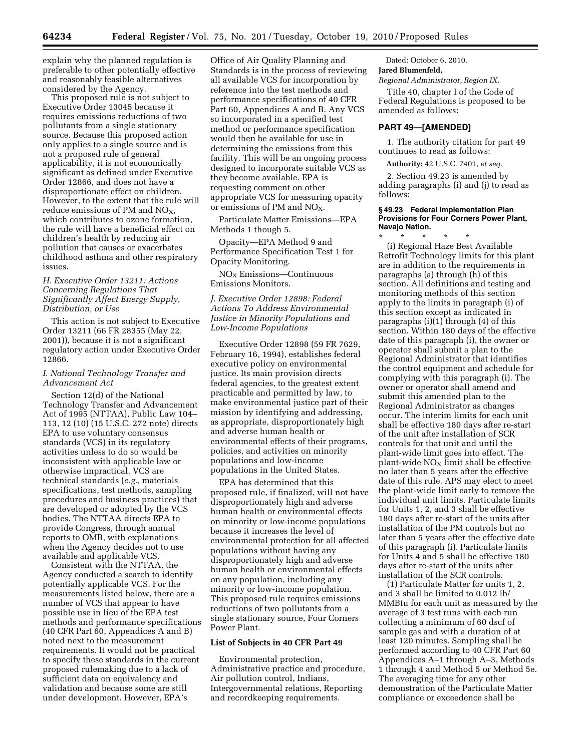explain why the planned regulation is preferable to other potentially effective and reasonably feasible alternatives considered by the Agency.

This proposed rule is not subject to Executive Order 13045 because it requires emissions reductions of two pollutants from a single stationary source. Because this proposed action only applies to a single source and is not a proposed rule of general applicability, it is not economically significant as defined under Executive Order 12866, and does not have a disproportionate effect on children. However, to the extent that the rule will reduce emissions of PM and $NO_X$, which contributes to ozone formation, the rule will have a beneficial effect on children's health by reducing air pollution that causes or exacerbates childhood asthma and other respiratory issues.

### *H. Executive Order 13211: Actions Concerning Regulations That Significantly Affect Energy Supply, Distribution, or Use*

This action is not subject to Executive Order 13211 (66 FR 28355 (May 22, 2001)), because it is not a significant regulatory action under Executive Order 12866.

### *I. National Technology Transfer and Advancement Act*

Section 12(d) of the National Technology Transfer and Advancement Act of 1995 (NTTAA), Public Law 104–113, 12 (10) (15 U.S.C. 272 note) directs EPA to use voluntary consensus standards (VCS) in its regulatory activities unless to do so would be inconsistent with applicable law or otherwise impractical. VCS are technical standards (*e.g.,* materials specifications, test methods, sampling procedures and business practices) that are developed or adopted by the VCS bodies. The NTTAA directs EPA to provide Congress, through annual reports to OMB, with explanations when the Agency decides not to use available and applicable VCS.

Consistent with the NTTAA, the Agency conducted a search to identify potentially applicable VCS. For the measurements listed below, there are a number of VCS that appear to have possible use in lieu of the EPA test methods and performance specifications (40 CFR Part 60, Appendices A and B) noted next to the measurement requirements. It would not be practical to specify these standards in the current proposed rulemaking due to a lack of sufficient data on equivalency and validation and because some are still under development. However, EPA's Office of Air Quality Planning and Standards is in the process of reviewing all available VCS for incorporation by reference into the test methods and performance specifications of 40 CFR Part 60, Appendices A and B. Any VCS so incorporated in a specified test method or performance specification would then be available for use in determining the emissions from this facility. This will be an ongoing process designed to incorporate suitable VCS as they become available. EPA is requesting comment on other appropriate VCS for measuring opacity or emissions of PM and $NO_X$.

Particulate Matter Emissions—EPA Methods 1 though 5.

Opacity—EPA Method 9 and Performance Specification Test 1 for Opacity Monitoring.

$NO_X$ Emissions—Continuous Emissions Monitors.

### *J. Executive Order 12898: Federal Actions To Address Environmental Justice in Minority Populations and Low-Income Populations*

Executive Order 12898 (59 FR 7629, February 16, 1994), establishes federal executive policy on environmental justice. Its main provision directs federal agencies, to the greatest extent practicable and permitted by law, to make environmental justice part of their mission by identifying and addressing, as appropriate, disproportionately high and adverse human health or environmental effects of their programs, policies, and activities on minority populations and low-income populations in the United States.

EPA has determined that this proposed rule, if finalized, will not have disproportionately high and adverse human health or environmental effects on minority or low-income populations because it increases the level of environmental protection for all affected populations without having any disproportionately high and adverse human health or environmental effects on any population, including any minority or low-income population. This proposed rule requires emissions reductions of two pollutants from a single stationary source, Four Corners Power Plant.

**List of Subjects in 40 CFR Part 49**

Environmental protection, Administrative practice and procedure, Air pollution control, Indians, Intergovernmental relations, Reporting and recordkeeping requirements.

Dated: October 6, 2010.

**Jared Blumenfeld,**

*Regional Administrator, Region IX.*

Title 40, chapter I of the Code of Federal Regulations is proposed to be amended as follows:

## PART 49—[AMENDED]

1. The authority citation for part 49 continues to read as follows:

**Authority:** 42 U.S.C. 7401, *et seq.*

2. Section 49.23 is amended by adding paragraphs (i) and (j) to read as follows:

#### § 49.23 Federal Implementation Plan Provisions for Four Corners Power Plant, Navajo Nation.

\* \* \* \* \*

(i) Regional Haze Best Available Retrofit Technology limits for this plant are in addition to the requirements in paragraphs (a) through (h) of this section. All definitions and testing and monitoring methods of this section apply to the limits in paragraph (i) of this section except as indicated in paragraphs (i)(1) through (4) of this section. Within 180 days of the effective date of this paragraph (i), the owner or operator shall submit a plan to the Regional Administrator that identifies the control equipment and schedule for complying with this paragraph (i). The owner or operator shall amend and submit this amended plan to the Regional Administrator as changes occur. The interim limits for each unit shall be effective 180 days after re-start of the unit after installation of SCR controls for that unit and until the plant-wide limit goes into effect. The plant-wide $NO_X$ limit shall be effective no later than 5 years after the effective date of this rule. APS may elect to meet the plant-wide limit early to remove the individual unit limits. Particulate limits for Units 1, 2, and 3 shall be effective 180 days after re-start of the units after installation of the PM controls but no later than 5 years after the effective date of this paragraph (i). Particulate limits for Units 4 and 5 shall be effective 180 days after re-start of the units after installation of the SCR controls.

(1) Particulate Matter for units 1, 2, and 3 shall be limited to 0.012 lb/MMBtu for each unit as measured by the average of 3 test runs with each run collecting a minimum of 60 dscf of sample gas and with a duration of at least 120 minutes. Sampling shall be performed according to 40 CFR Part 60 Appendices A–1 through A–3, Methods 1 through 4 and Method 5 or Method 5e. The averaging time for any other demonstration of the Particulate Matter compliance or exceedence shall be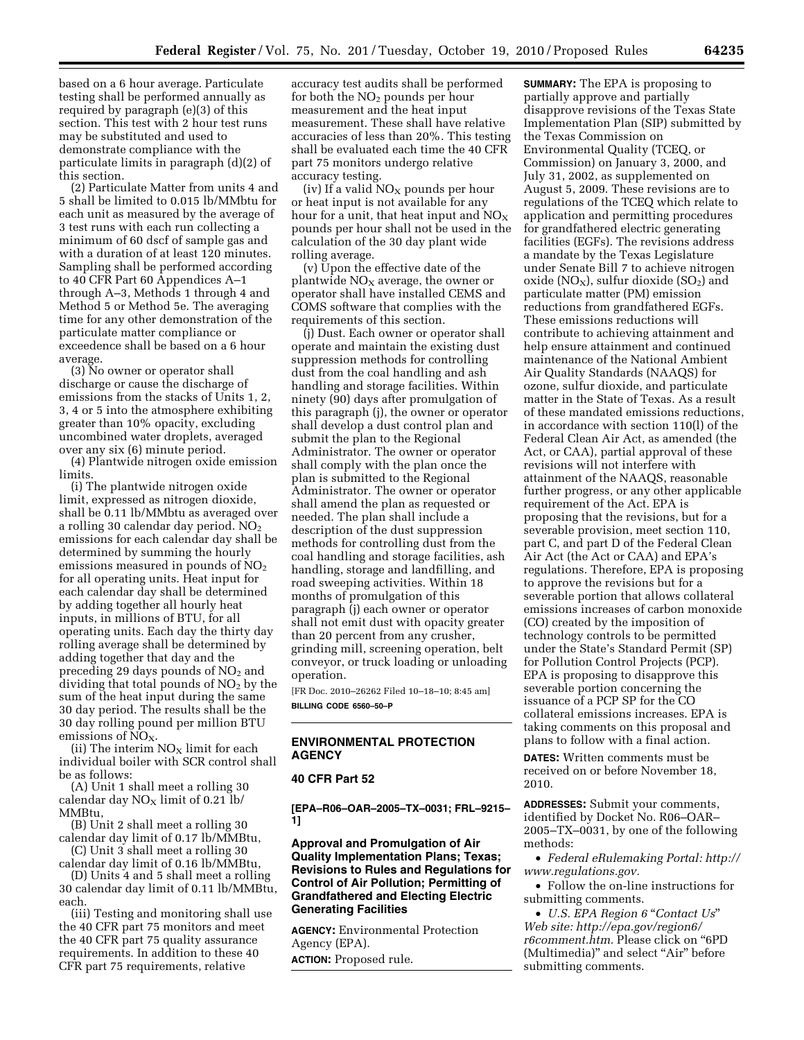based on a 6 hour average. Particulate testing shall be performed annually as required by paragraph (e)(3) of this section. This test with 2 hour test runs may be substituted and used to demonstrate compliance with the particulate limits in paragraph (d)(2) of this section.

(2) Particulate Matter from units 4 and 5 shall be limited to 0.015 lb/MMbtu for each unit as measured by the average of 3 test runs with each run collecting a minimum of 60 dscf of sample gas and with a duration of at least 120 minutes. Sampling shall be performed according to 40 CFR Part 60 Appendices A–1 through A–3, Methods 1 through 4 and Method 5 or Method 5e. The averaging time for any other demonstration of the particulate matter compliance or exceedence shall be based on a 6 hour average.

(3) No owner or operator shall discharge or cause the discharge of emissions from the stacks of Units 1, 2, 3, 4 or 5 into the atmosphere exhibiting greater than 10% opacity, excluding uncombined water droplets, averaged over any six (6) minute period.

(4) Plantwide nitrogen oxide emission limits.

(i) The plantwide nitrogen oxide limit, expressed as nitrogen dioxide, shall be 0.11 lb/MMbtu as averaged over a rolling 30 calendar day period. $NO_2$ emissions for each calendar day shall be determined by summing the hourly emissions measured in pounds of $NO_2$ for all operating units. Heat input for each calendar day shall be determined by adding together all hourly heat inputs, in millions of BTU, for all operating units. Each day the thirty day rolling average shall be determined by adding together that day and the preceding 29 days pounds of $NO_2$ and dividing that total pounds of $NO_2$ by the sum of the heat input during the same 30 day period. The results shall be the 30 day rolling pound per million BTU emissions of $NO_X$.

(ii) The interim $NO_X$ limit for each individual boiler with SCR control shall be as follows:

(A) Unit 1 shall meet a rolling 30 calendar day $NO_X$ limit of 0.21 lb/MMBtu,

(B) Unit 2 shall meet a rolling 30 calendar day limit of 0.17 lb/MMBtu,

(C) Unit 3 shall meet a rolling 30 calendar day limit of 0.16 lb/MMBtu,

(D) Units 4 and 5 shall meet a rolling 30 calendar day limit of 0.11 lb/MMBtu, each.

(iii) Testing and monitoring shall use the 40 CFR part 75 monitors and meet the 40 CFR part 75 quality assurance requirements. In addition to these 40 CFR part 75 requirements, relative accuracy test audits shall be performed for both the $NO_2$ pounds per hour measurement and the heat input measurement. These shall have relative accuracies of less than 20%. This testing shall be evaluated each time the 40 CFR part 75 monitors undergo relative accuracy testing.

(iv) If a valid $NO_X$ pounds per hour or heat input is not available for any hour for a unit, that heat input and $NO_X$ pounds per hour shall not be used in the calculation of the 30 day plant wide rolling average.

(v) Upon the effective date of the plantwide $NO_X$ average, the owner or operator shall have installed CEMS and COMS software that complies with the requirements of this section.

(j) Dust. Each owner or operator shall operate and maintain the existing dust suppression methods for controlling dust from the coal handling and ash handling and storage facilities. Within ninety (90) days after promulgation of this paragraph (j), the owner or operator shall develop a dust control plan and submit the plan to the Regional Administrator. The owner or operator shall comply with the plan once the plan is submitted to the Regional Administrator. The owner or operator shall amend the plan as requested or needed. The plan shall include a description of the dust suppression methods for controlling dust from the coal handling and storage facilities, ash handling, storage and landfilling, and road sweeping activities. Within 18 months of promulgation of this paragraph (j) each owner or operator shall not emit dust with opacity greater than 20 percent from any crusher, grinding mill, screening operation, belt conveyor, or truck loading or unloading operation.

[FR Doc. 2010–26262 Filed 10–18–10; 8:45 am]

**BILLING CODE 6560–50–P**

---

## ENVIRONMENTAL PROTECTION AGENCY

### 40 CFR Part 52

**[EPA–R06–OAR–2005–TX–0031; FRL–9215–1]**

### Approval and Promulgation of Air Quality Implementation Plans; Texas; Revisions to Rules and Regulations for Control of Air Pollution; Permitting of Grandfathered and Electing Electric Generating Facilities

**AGENCY:** Environmental Protection Agency (EPA).

**ACTION:** Proposed rule.

**SUMMARY:** The EPA is proposing to partially approve and partially disapprove revisions of the Texas State Implementation Plan (SIP) submitted by the Texas Commission on Environmental Quality (TCEQ, or Commission) on January 3, 2000, and July 31, 2002, as supplemented on August 5, 2009. These revisions are to regulations of the TCEQ which relate to application and permitting procedures for grandfathered electric generating facilities (EGFs). The revisions address a mandate by the Texas Legislature under Senate Bill 7 to achieve nitrogen oxide ($NO_X$), sulfur dioxide ($SO_2$) and particulate matter (PM) emission reductions from grandfathered EGFs. These emissions reductions will contribute to achieving attainment and help ensure attainment and continued maintenance of the National Ambient Air Quality Standards (NAAQS) for ozone, sulfur dioxide, and particulate matter in the State of Texas. As a result of these mandated emissions reductions, in accordance with section 110(l) of the Federal Clean Air Act, as amended (the Act, or CAA), partial approval of these revisions will not interfere with attainment of the NAAQS, reasonable further progress, or any other applicable requirement of the Act. EPA is proposing that the revisions, but for a severable provision, meet section 110, part C, and part D of the Federal Clean Air Act (the Act or CAA) and EPA's regulations. Therefore, EPA is proposing to approve the revisions but for a severable portion that allows collateral emissions increases of carbon monoxide (CO) created by the imposition of technology controls to be permitted under the State's Standard Permit (SP) for Pollution Control Projects (PCP). EPA is proposing to disapprove this severable portion concerning the issuance of a PCP SP for the CO collateral emissions increases. EPA is taking comments on this proposal and plans to follow with a final action.

**DATES:** Written comments must be received on or before November 18, 2010.

**ADDRESSES:** Submit your comments, identified by Docket No. R06–OAR–2005–TX–0031, by one of the following methods:

- *Federal eRulemaking Portal: http://www.regulations.gov.*
- Follow the on-line instructions for submitting comments.
- *U.S. EPA Region 6 "Contact Us" Web site: http://epa.gov/region6/r6comment.htm.* Please click on "6PD (Multimedia)" and select "Air" before submitting comments.